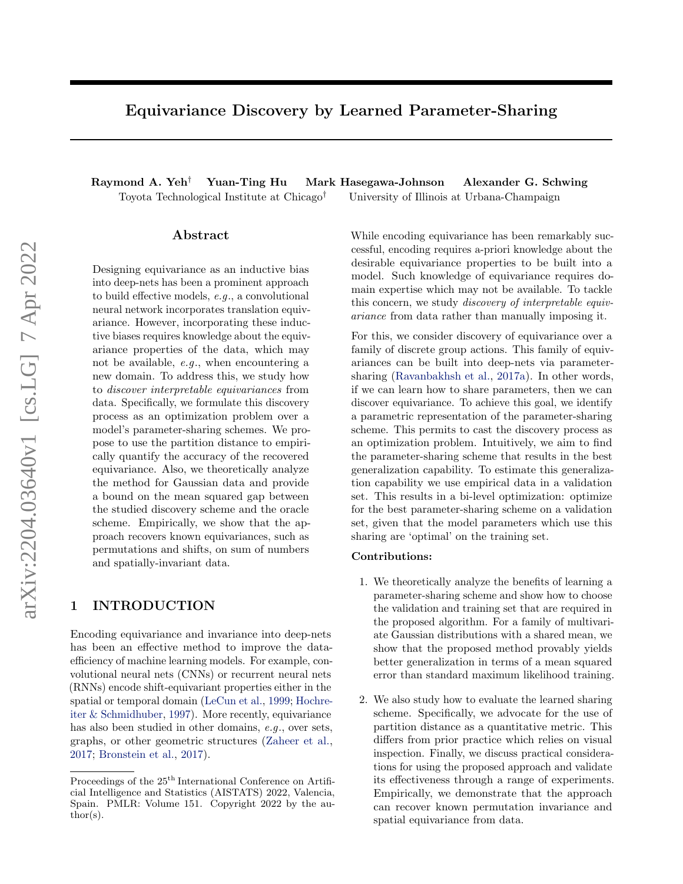# Equivariance Discovery by Learned Parameter-Sharing

**Raymond A. Yeh**[†] **Yuan-Ting Hu** **Mark Hasegawa-Johnson** **Alexander G. Schwing**

Toyota Technological Institute at Chicago[†] University of Illinois at Urbana-Champaign

## Abstract

Designing equivariance as an inductive bias into deep-nets has been a prominent approach to build effective models, *e.g.*, a convolutional neural network incorporates translation equivariance. However, incorporating these inductive biases requires knowledge about the equivariance properties of the data, which may not be available, *e.g.*, when encountering a new domain. To address this, we study how to *discover interpretable equivariances* from data. Specifically, we formulate this discovery process as an optimization problem over a model's parameter-sharing schemes. We propose to use the partition distance to empirically quantify the accuracy of the recovered equivariance. Also, we theoretically analyze the method for Gaussian data and provide a bound on the mean squared gap between the studied discovery scheme and the oracle scheme. Empirically, we show that the approach recovers known equivariances, such as permutations and shifts, on sum of numbers and spatially-invariant data.

## 1 INTRODUCTION

Encoding equivariance and invariance into deep-nets has been an effective method to improve the data-efficiency of machine learning models. For example, convolutional neural nets (CNNs) or recurrent neural nets (RNNs) encode shift-equivariant properties either in the spatial or temporal domain (LeCun et al., 1999; Hochreiter & Schmidhuber, 1997). More recently, equivariance has also been studied in other domains, *e.g.*, over sets, graphs, or other geometric structures (Zaheer et al., 2017; Bronstein et al., 2017).

While encoding equivariance has been remarkably successful, encoding requires a-priori knowledge about the desirable equivariance properties to be built into a model. Such knowledge of equivariance requires domain expertise which may not be available. To tackle this concern, we study *discovery of interpretable equivariance* from data rather than manually imposing it.

For this, we consider discovery of equivariance over a family of discrete group actions. This family of equivariances can be built into deep-nets via parameter-sharing (Ravanbakhsh et al., 2017a). In other words, if we can learn how to share parameters, then we can discover equivariance. To achieve this goal, we identify a parametric representation of the parameter-sharing scheme. This permits to cast the discovery process as an optimization problem. Intuitively, we aim to find the parameter-sharing scheme that results in the best generalization capability. To estimate this generalization capability we use empirical data in a validation set. This results in a bi-level optimization: optimize for the best parameter-sharing scheme on a validation set, given that the model parameters which use this sharing are 'optimal' on the training set.

**Contributions:**

1. We theoretically analyze the benefits of learning a parameter-sharing scheme and show how to choose the validation and training set that are required in the proposed algorithm. For a family of multivariate Gaussian distributions with a shared mean, we show that the proposed method provably yields better generalization in terms of a mean squared error than standard maximum likelihood training.

2. We also study how to evaluate the learned sharing scheme. Specifically, we advocate for the use of partition distance as a quantitative metric. This differs from prior practice which relies on visual inspection. Finally, we discuss practical considerations for using the proposed approach and validate its effectiveness through a range of experiments. Empirically, we demonstrate that the approach can recover known permutation invariance and spatial equivariance from data.

Proceedings of the 25[th] International Conference on Artificial Intelligence and Statistics (AISTATS) 2022, Valencia, Spain. PMLR: Volume 151. Copyright 2022 by the author(s).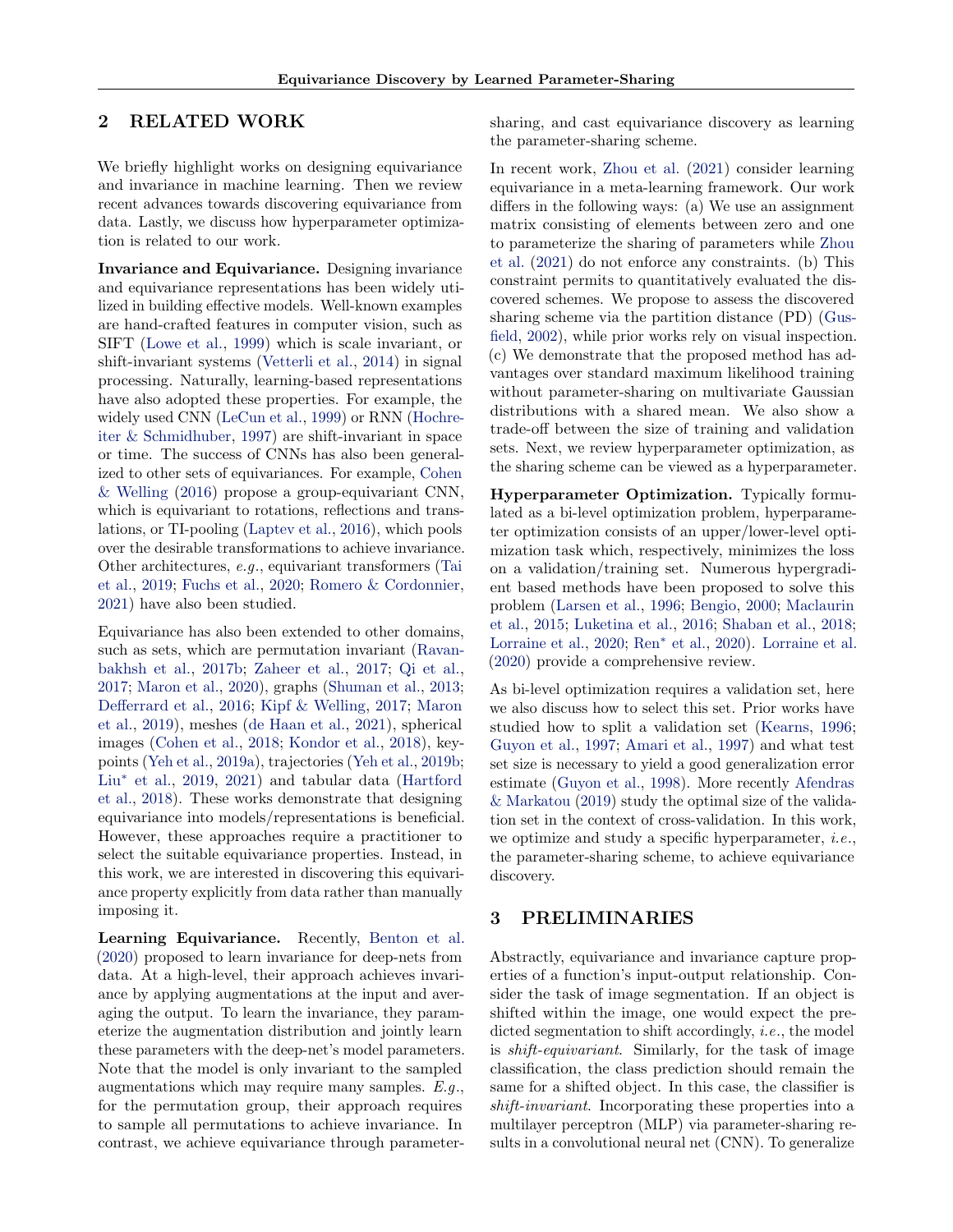## 2 RELATED WORK

We briefly highlight works on designing equivariance and invariance in machine learning. Then we review recent advances towards discovering equivariance from data. Lastly, we discuss how hyperparameter optimization is related to our work.

**Invariance and Equivariance.** Designing invariance and equivariance representations has been widely utilized in building effective models. Well-known examples are hand-crafted features in computer vision, such as SIFT (Lowe et al., 1999) which is scale invariant, or shift-invariant systems (Vetterli et al., 2014) in signal processing. Naturally, learning-based representations have also adopted these properties. For example, the widely used CNN (LeCun et al., 1999) or RNN (Hochreiter & Schmidhuber, 1997) are shift-invariant in space or time. The success of CNNs has also been generalized to other sets of equivariances. For example, Cohen & Welling (2016) propose a group-equivariant CNN, which is equivariant to rotations, reflections and translations, or TI-pooling (Laptev et al., 2016), which pools over the desirable transformations to achieve invariance. Other architectures, *e.g.*, equivariant transformers (Tai et al., 2019; Fuchs et al., 2020; Romero & Cordonnier, 2021) have also been studied.

Equivariance has also been extended to other domains, such as sets, which are permutation invariant (Ravanbakhsh et al., 2017b; Zaheer et al., 2017; Qi et al., 2017; Maron et al., 2020), graphs (Shuman et al., 2013; Defferrard et al., 2016; Kipf & Welling, 2017; Maron et al., 2019), meshes (de Haan et al., 2021), spherical images (Cohen et al., 2018; Kondor et al., 2018), keypoints (Yeh et al., 2019a), trajectories (Yeh et al., 2019b; Liu* et al., 2019, 2021) and tabular data (Hartford et al., 2018). These works demonstrate that designing equivariance into models/representations is beneficial. However, these approaches require a practitioner to select the suitable equivariance properties. Instead, in this work, we are interested in discovering this equivariance property explicitly from data rather than manually imposing it.

**Learning Equivariance.** Recently, Benton et al. (2020) proposed to learn invariance for deep-nets from data. At a high-level, their approach achieves invariance by applying augmentations at the input and averaging the output. To learn the invariance, they parameterize the augmentation distribution and jointly learn these parameters with the deep-net's model parameters. Note that the model is only invariant to the sampled augmentations which may require many samples. *E.g.*, for the permutation group, their approach requires to sample all permutations to achieve invariance. In contrast, we achieve equivariance through parameter-sharing, and cast equivariance discovery as learning the parameter-sharing scheme.

In recent work, Zhou et al. (2021) consider learning equivariance in a meta-learning framework. Our work differs in the following ways: (a) We use an assignment matrix consisting of elements between zero and one to parameterize the sharing of parameters while Zhou et al. (2021) do not enforce any constraints. (b) This constraint permits to quantitatively evaluated the discovered schemes. We propose to assess the discovered sharing scheme via the partition distance (PD) (Gusfield, 2002), while prior works rely on visual inspection. (c) We demonstrate that the proposed method has advantages over standard maximum likelihood training without parameter-sharing on multivariate Gaussian distributions with a shared mean. We also show a trade-off between the size of training and validation sets. Next, we review hyperparameter optimization, as the sharing scheme can be viewed as a hyperparameter.

**Hyperparameter Optimization.** Typically formulated as a bi-level optimization problem, hyperparameter optimization consists of an upper/lower-level optimization task which, respectively, minimizes the loss on a validation/training set. Numerous hypergradient based methods have been proposed to solve this problem (Larsen et al., 1996; Bengio, 2000; Maclaurin et al., 2015; Luketina et al., 2016; Shaban et al., 2018; Lorraine et al., 2020; Ren* et al., 2020). Lorraine et al. (2020) provide a comprehensive review.

As bi-level optimization requires a validation set, here we also discuss how to select this set. Prior works have studied how to split a validation set (Kearns, 1996; Guyon et al., 1997; Amari et al., 1997) and what test set size is necessary to yield a good generalization error estimate (Guyon et al., 1998). More recently Afendras & Markatou (2019) study the optimal size of the validation set in the context of cross-validation. In this work, we optimize and study a specific hyperparameter, *i.e.*, the parameter-sharing scheme, to achieve equivariance discovery.

## 3 PRELIMINARIES

Abstractly, equivariance and invariance capture properties of a function's input-output relationship. Consider the task of image segmentation. If an object is shifted within the image, one would expect the predicted segmentation to shift accordingly, *i.e.*, the model is *shift-equivariant*. Similarly, for the task of image classification, the class prediction should remain the same for a shifted object. In this case, the classifier is *shift-invariant*. Incorporating these properties into a multilayer perceptron (MLP) via parameter-sharing results in a convolutional neural net (CNN). To generalize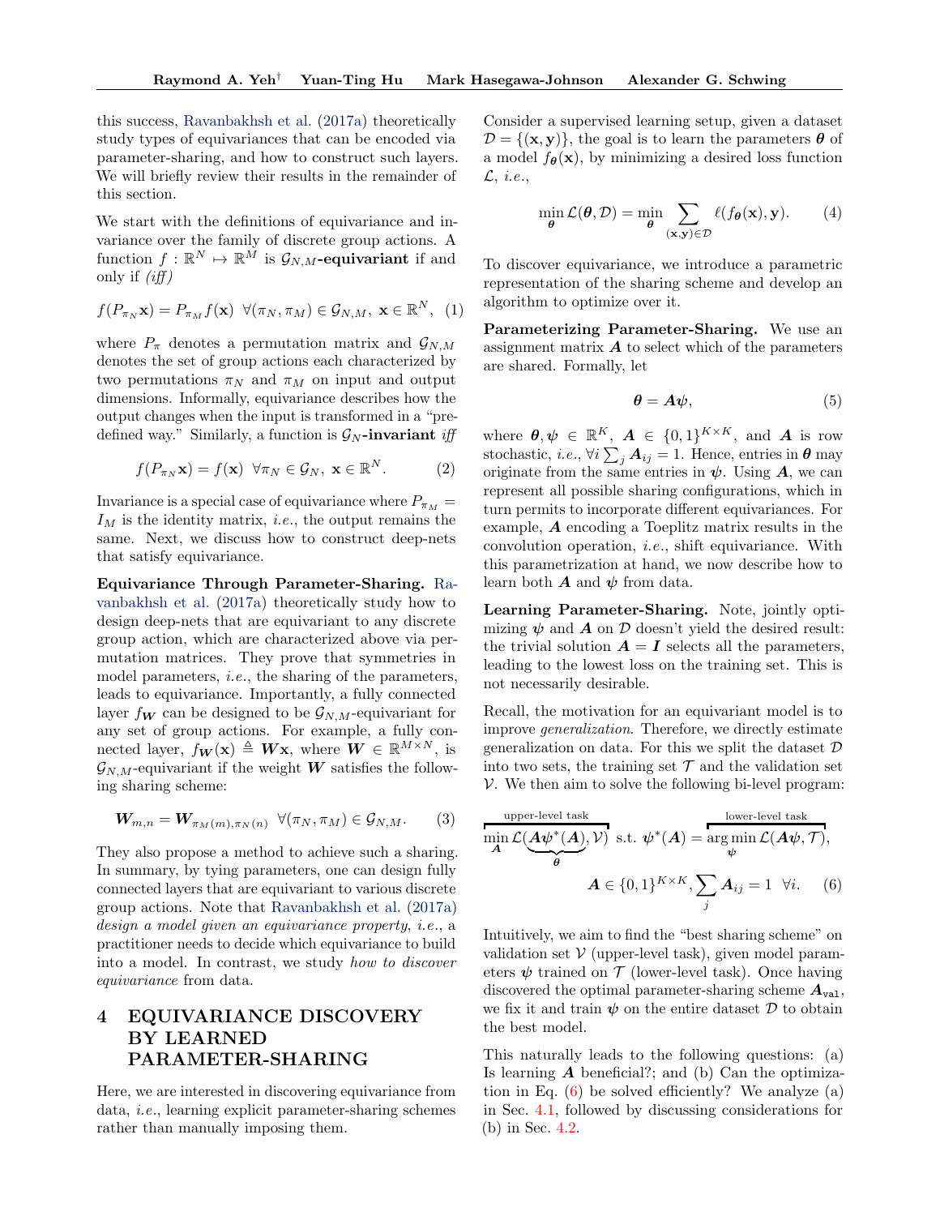this success, Ravanbakhsh et al. (2017a) theoretically study types of equivariances that can be encoded via parameter-sharing, and how to construct such layers. We will briefly review their results in the remainder of this section.

We start with the definitions of equivariance and invariance over the family of discrete group actions. A function $f : \mathbb{R}^N \mapsto \mathbb{R}^M$ is $\mathcal{G}_{N,M}$**-equivariant** if and only if *(iff)*

$$f(P_{\pi_N}\mathbf{x}) = P_{\pi_M} f(\mathbf{x}) \;\; \forall (\pi_N, \pi_M) \in \mathcal{G}_{N,M},\; \mathbf{x} \in \mathbb{R}^N, \quad (1)$$

where $P_\pi$ denotes a permutation matrix and $\mathcal{G}_{N,M}$ denotes the set of group actions each characterized by two permutations $\pi_N$ and $\pi_M$ on input and output dimensions. Informally, equivariance describes how the output changes when the input is transformed in a "predefined way." Similarly, a function is $\mathcal{G}_N$**-invariant** *iff*

$$f(P_{\pi_N}\mathbf{x}) = f(\mathbf{x}) \;\; \forall \pi_N \in \mathcal{G}_N,\; \mathbf{x} \in \mathbb{R}^N. \quad (2)$$

Invariance is a special case of equivariance where $P_{\pi_M} = I_M$ is the identity matrix, *i.e.*, the output remains the same. Next, we discuss how to construct deep-nets that satisfy equivariance.

**Equivariance Through Parameter-Sharing.** Ravanbakhsh et al. (2017a) theoretically study how to design deep-nets that are equivariant to any discrete group action, which are characterized above via permutation matrices. They prove that symmetries in model parameters, *i.e.*, the sharing of the parameters, leads to equivariance. Importantly, a fully connected layer $f_{\boldsymbol{W}}$ can be designed to be $\mathcal{G}_{N,M}$-equivariant for any set of group actions. For example, a fully connected layer, $f_{\boldsymbol{W}}(\mathbf{x}) \triangleq \boldsymbol{W}\mathbf{x}$, where $\boldsymbol{W} \in \mathbb{R}^{M \times N}$, is $\mathcal{G}_{N,M}$-equivariant if the weight $\boldsymbol{W}$ satisfies the following sharing scheme:

$$\boldsymbol{W}_{m,n} = \boldsymbol{W}_{\pi_M(m),\pi_N(n)} \;\; \forall (\pi_N, \pi_M) \in \mathcal{G}_{N,M}. \quad (3)$$

They also propose a method to achieve such a sharing. In summary, by tying parameters, one can design fully connected layers that are equivariant to various discrete group actions. Note that Ravanbakhsh et al. (2017a) *design a model given an equivariance property*, *i.e.*, a practitioner needs to decide which equivariance to build into a model. In contrast, we study *how to discover equivariance* from data.

# 4 EQUIVARIANCE DISCOVERY BY LEARNED PARAMETER-SHARING

Here, we are interested in discovering equivariance from data, *i.e.*, learning explicit parameter-sharing schemes rather than manually imposing them.

Consider a supervised learning setup, given a dataset $\mathcal{D} = \{(\mathbf{x}, \mathbf{y})\}$, the goal is to learn the parameters $\boldsymbol{\theta}$ of a model $f_{\boldsymbol{\theta}}(\mathbf{x})$, by minimizing a desired loss function $\mathcal{L}$, *i.e.*,

$$\min_{\boldsymbol{\theta}} \mathcal{L}(\boldsymbol{\theta}, \mathcal{D}) = \min_{\boldsymbol{\theta}} \sum_{(\mathbf{x},\mathbf{y}) \in \mathcal{D}} \ell(f_{\boldsymbol{\theta}}(\mathbf{x}), \mathbf{y}). \quad (4)$$

To discover equivariance, we introduce a parametric representation of the sharing scheme and develop an algorithm to optimize over it.

**Parameterizing Parameter-Sharing.** We use an assignment matrix $\boldsymbol{A}$ to select which of the parameters are shared. Formally, let

$$\boldsymbol{\theta} = \boldsymbol{A}\boldsymbol{\psi}, \quad (5)$$

where $\boldsymbol{\theta}, \boldsymbol{\psi} \in \mathbb{R}^K$, $\boldsymbol{A} \in \{0,1\}^{K \times K}$, and $\boldsymbol{A}$ is row stochastic, *i.e.*, $\forall i \sum_j \boldsymbol{A}_{ij} = 1$. Hence, entries in $\boldsymbol{\theta}$ may originate from the same entries in $\boldsymbol{\psi}$. Using $\boldsymbol{A}$, we can represent all possible sharing configurations, which in turn permits to incorporate different equivariances. For example, $\boldsymbol{A}$ encoding a Toeplitz matrix results in the convolution operation, *i.e.*, shift equivariance. With this parametrization at hand, we now describe how to learn both $\boldsymbol{A}$ and $\boldsymbol{\psi}$ from data.

**Learning Parameter-Sharing.** Note, jointly optimizing $\boldsymbol{\psi}$ and $\boldsymbol{A}$ on $\mathcal{D}$ doesn't yield the desired result: the trivial solution $\boldsymbol{A} = \boldsymbol{I}$ selects all the parameters, leading to the lowest loss on the training set. This is not necessarily desirable.

Recall, the motivation for an equivariant model is to improve *generalization*. Therefore, we directly estimate generalization on data. For this we split the dataset $\mathcal{D}$ into two sets, the training set $\mathcal{T}$ and the validation set $\mathcal{V}$. We then aim to solve the following bi-level program:

$$\overbrace{\min_{\boldsymbol{A}} \mathcal{L}(\underbrace{\boldsymbol{A}\boldsymbol{\psi}^*(\boldsymbol{A})}_{\boldsymbol{\theta}}, \mathcal{V})}^{\text{upper-level task}} \text{ s.t. } \boldsymbol{\psi}^*(\boldsymbol{A}) = \overbrace{\arg\min_{\boldsymbol{\psi}} \mathcal{L}(\boldsymbol{A}\boldsymbol{\psi}, \mathcal{T})}^{\text{lower-level task}},$$
$$\boldsymbol{A} \in \{0,1\}^{K \times K}, \sum_j \boldsymbol{A}_{ij} = 1 \;\; \forall i. \quad (6)$$

Intuitively, we aim to find the "best sharing scheme" on validation set $\mathcal{V}$ (upper-level task), given model parameters $\boldsymbol{\psi}$ trained on $\mathcal{T}$ (lower-level task). Once having discovered the optimal parameter-sharing scheme $\boldsymbol{A}_{\texttt{val}}$, we fix it and train $\boldsymbol{\psi}$ on the entire dataset $\mathcal{D}$ to obtain the best model.

This naturally leads to the following questions: (a) Is learning $\boldsymbol{A}$ beneficial?; and (b) Can the optimization in Eq. (6) be solved efficiently? We analyze (a) in Sec. 4.1, followed by discussing considerations for (b) in Sec. 4.2.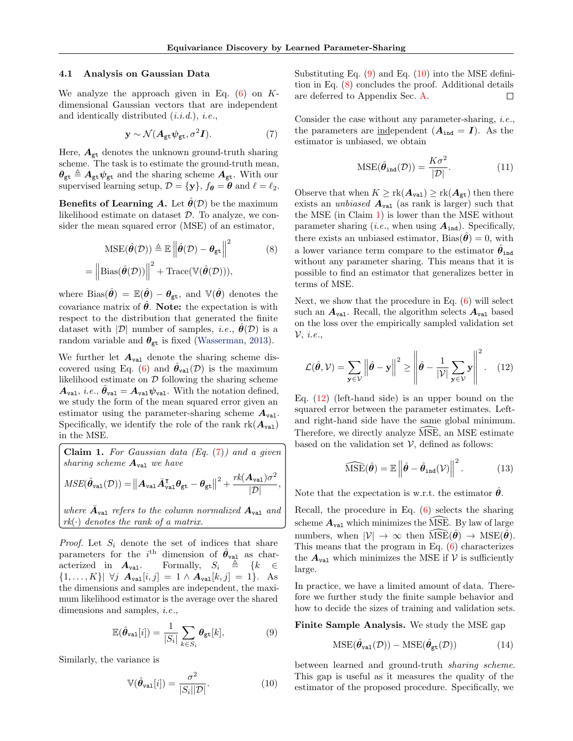### 4.1 Analysis on Gaussian Data

We analyze the approach given in Eq. (6) on $K$-dimensional Gaussian vectors that are independent and identically distributed (*i.i.d.*), *i.e.*,

$$\mathbf{y} \sim \mathcal{N}(\boldsymbol{A}_{\texttt{gt}}\boldsymbol{\psi}_{\texttt{gt}}, \sigma^2 \boldsymbol{I}). \tag{7}$$

Here, $\boldsymbol{A}_{\texttt{gt}}$ denotes the unknown ground-truth sharing scheme. The task is to estimate the ground-truth mean, $\boldsymbol{\theta}_{\texttt{gt}} \triangleq \boldsymbol{A}_{\texttt{gt}}\boldsymbol{\psi}_{\texttt{gt}}$ and the sharing scheme $\boldsymbol{A}_{\texttt{gt}}$. With our supervised learning setup, $\mathcal{D} = \{\mathbf{y}\}$, $f_{\boldsymbol{\theta}} = \boldsymbol{\theta}$ and $\ell = \ell_2$.

**Benefits of Learning $\boldsymbol{A}$.** Let $\hat{\boldsymbol{\theta}}(\mathcal{D})$ be the maximum likelihood estimate on dataset $\mathcal{D}$. To analyze, we consider the mean squared error (MSE) of an estimator,

$$\begin{aligned} \text{MSE}(\hat{\boldsymbol{\theta}}(\mathcal{D})) &\triangleq \mathbb{E}\left\|\hat{\boldsymbol{\theta}}(\mathcal{D}) - \boldsymbol{\theta}_{\texttt{gt}}\right\|^2 \\ &= \left\|\text{Bias}(\hat{\boldsymbol{\theta}}(\mathcal{D}))\right\|^2 + \text{Trace}(\mathbb{V}(\hat{\boldsymbol{\theta}}(\mathcal{D}))), \end{aligned} \tag{8}$$

where $\text{Bias}(\hat{\boldsymbol{\theta}}) = \mathbb{E}(\hat{\boldsymbol{\theta}}) - \boldsymbol{\theta}_{\texttt{gt}}$, and $\mathbb{V}(\hat{\boldsymbol{\theta}})$ denotes the covariance matrix of $\hat{\boldsymbol{\theta}}$. **Note:** the expectation is with respect to the distribution that generated the finite dataset with $|\mathcal{D}|$ number of samples, *i.e.*, $\hat{\boldsymbol{\theta}}(\mathcal{D})$ is a random variable and $\boldsymbol{\theta}_{\texttt{gt}}$ is fixed (Wasserman, 2013).

We further let $\boldsymbol{A}_{\texttt{val}}$ denote the sharing scheme discovered using Eq. (6) and $\hat{\boldsymbol{\theta}}_{\texttt{val}}(\mathcal{D})$ is the maximum likelihood estimate on $\mathcal{D}$ following the sharing scheme $\boldsymbol{A}_{\texttt{val}}$, *i.e.*, $\hat{\boldsymbol{\theta}}_{\texttt{val}} = \boldsymbol{A}_{\texttt{val}}\boldsymbol{\psi}_{\texttt{val}}$. With the notation defined, we study the form of the mean squared error given an estimator using the parameter-sharing scheme $\boldsymbol{A}_{\texttt{val}}$. Specifically, we identify the role of the rank $\text{rk}(\boldsymbol{A}_{\texttt{val}})$ in the MSE.

> **Claim 1.** *For Gaussian data (Eq. (7)) and a given sharing scheme $\boldsymbol{A}_{\texttt{val}}$ we have*
>
> $$MSE(\hat{\boldsymbol{\theta}}_{\texttt{val}}(\mathcal{D})) = \left\|\boldsymbol{A}_{\texttt{val}}\bar{\boldsymbol{A}}_{\texttt{val}}^{\intercal}\boldsymbol{\theta}_{\texttt{gt}} - \boldsymbol{\theta}_{\texttt{gt}}\right\|^2 + \frac{rk(\boldsymbol{A}_{\texttt{val}})\sigma^2}{|\mathcal{D}|},$$
>
> *where $\bar{\boldsymbol{A}}_{\texttt{val}}$ refers to the column normalized $\boldsymbol{A}_{\texttt{val}}$ and $rk(\cdot)$ denotes the rank of a matrix.*

*Proof.* Let $S_i$ denote the set of indices that share parameters for the $i^{\text{th}}$ dimension of $\hat{\boldsymbol{\theta}}_{\texttt{val}}$ as characterized in $\boldsymbol{A}_{\texttt{val}}$. Formally, $S_i \triangleq \{k \in \{1, \ldots, K\} | \; \forall j \;\; \boldsymbol{A}_{\texttt{val}}[i,j] = 1 \wedge \boldsymbol{A}_{\texttt{val}}[k,j] = 1\}$. As the dimensions and samples are independent, the maximum likelihood estimator is the average over the shared dimensions and samples, *i.e.*,

$$\mathbb{E}(\hat{\boldsymbol{\theta}}_{\texttt{val}}[i]) = \frac{1}{|S_i|}\sum_{k \in S_i}\boldsymbol{\theta}_{\texttt{gt}}[k], \tag{9}$$

Similarly, the variance is

$$\mathbb{V}(\hat{\boldsymbol{\theta}}_{\texttt{val}}[i]) = \frac{\sigma^2}{|S_i||\mathcal{D}|}. \tag{10}$$

Substituting Eq. (9) and Eq. (10) into the MSE definition in Eq. (8) concludes the proof. Additional details are deferred to Appendix Sec. A. $\square$

Consider the case without any parameter-sharing, *i.e.*, the parameters are independent ($\boldsymbol{A}_{\texttt{ind}} = \boldsymbol{I}$). As the estimator is unbiased, we obtain

$$\text{MSE}(\hat{\boldsymbol{\theta}}_{\texttt{ind}}(\mathcal{D})) = \frac{K\sigma^2}{|\mathcal{D}|}. \tag{11}$$

Observe that when $K \geq \text{rk}(\boldsymbol{A}_{\texttt{val}}) \geq \text{rk}(\boldsymbol{A}_{\texttt{gt}})$ then there exists an *unbiased* $\boldsymbol{A}_{\texttt{val}}$ (as rank is larger) such that the MSE (in Claim 1) is lower than the MSE without parameter sharing (*i.e.*, when using $\boldsymbol{A}_{\texttt{ind}}$). Specifically, there exists an unbiased estimator, $\text{Bias}(\hat{\boldsymbol{\theta}}) = 0$, with a lower variance term compare to the estimator $\hat{\boldsymbol{\theta}}_{\texttt{ind}}$ without any parameter sharing. This means that it is possible to find an estimator that generalizes better in terms of MSE.

Next, we show that the procedure in Eq. (6) will select such an $\boldsymbol{A}_{\texttt{val}}$. Recall, the algorithm selects $\boldsymbol{A}_{\texttt{val}}$ based on the loss over the empirically sampled validation set $\mathcal{V}$, *i.e.*,

$$\mathcal{L}(\hat{\boldsymbol{\theta}}, \mathcal{V}) = \sum_{\mathbf{y} \in \mathcal{V}}\left\|\hat{\boldsymbol{\theta}} - \mathbf{y}\right\|^2 \geq \left\|\hat{\boldsymbol{\theta}} - \frac{1}{|\mathcal{V}|}\sum_{\mathbf{y} \in \mathcal{V}}\mathbf{y}\right\|^2. \tag{12}$$

Eq. (12) (left-hand side) is an upper bound on the squared error between the parameter estimates. Left- and right-hand side have the same global minimum. Therefore, we directly analyze $\widehat{\text{MSE}}$, an MSE estimate based on the validation set $\mathcal{V}$, defined as follows:

$$\widehat{\text{MSE}}(\hat{\boldsymbol{\theta}}) = \mathbb{E}\left\|\hat{\boldsymbol{\theta}} - \hat{\boldsymbol{\theta}}_{\texttt{ind}}(\mathcal{V})\right\|^2. \tag{13}$$

Note that the expectation is w.r.t. the estimator $\hat{\boldsymbol{\theta}}$.

Recall, the procedure in Eq. (6) selects the sharing scheme $\boldsymbol{A}_{\texttt{val}}$ which minimizes the $\widehat{\text{MSE}}$. By law of large numbers, when $|\mathcal{V}| \to \infty$ then $\widehat{\text{MSE}}(\hat{\boldsymbol{\theta}}) \to \text{MSE}(\hat{\boldsymbol{\theta}})$. This means that the program in Eq. (6) characterizes the $\boldsymbol{A}_{\texttt{val}}$ which minimizes the MSE if $\mathcal{V}$ is sufficiently large.

In practice, we have a limited amount of data. Therefore we further study the finite sample behavior and how to decide the sizes of training and validation sets.

**Finite Sample Analysis.** We study the MSE gap

$$\text{MSE}(\hat{\boldsymbol{\theta}}_{\texttt{val}}(\mathcal{D})) - \text{MSE}(\hat{\boldsymbol{\theta}}_{\texttt{gt}}(\mathcal{D})) \tag{14}$$

between learned and ground-truth *sharing scheme*. This gap is useful as it measures the quality of the estimator of the proposed procedure. Specifically, we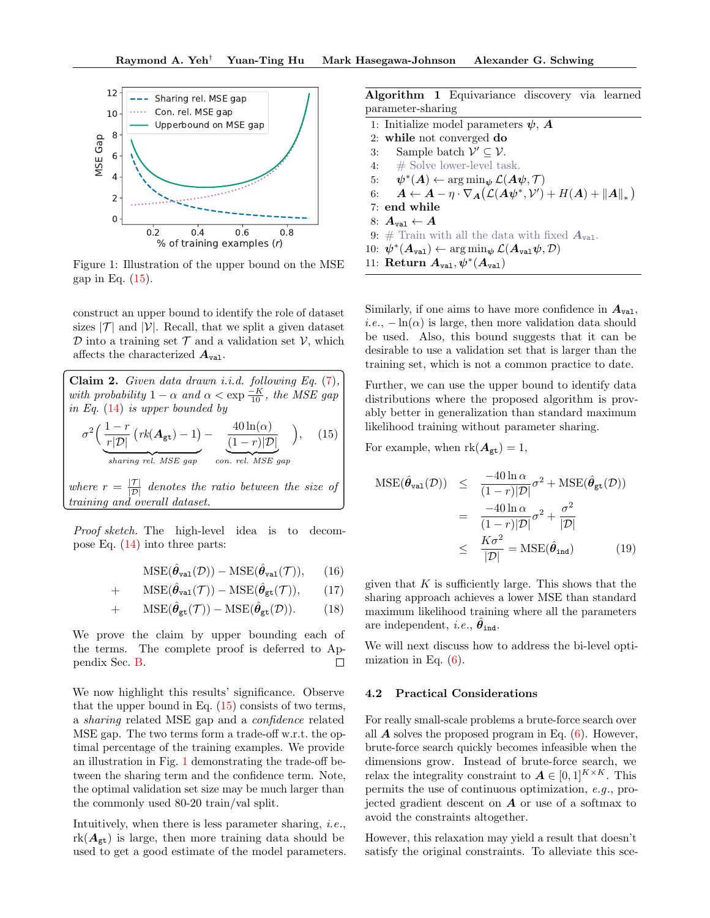Figure 1: Illustration of the upper bound on the MSE gap in Eq. (15).

construct an upper bound to identify the role of dataset sizes $|\mathcal{T}|$ and $|\mathcal{V}|$. Recall, that we split a given dataset $\mathcal{D}$ into a training set $\mathcal{T}$ and a validation set $\mathcal{V}$, which affects the characterized $\boldsymbol{A}_{\texttt{val}}$.

**Claim 2.** *Given data drawn i.i.d. following Eq. (7), with probability $1-\alpha$ and $\alpha < \exp\frac{-K}{10}$, the MSE gap in Eq. (14) is upper bounded by*

$$\sigma^2\Big(\underbrace{\frac{1-r}{r|\mathcal{D}|}\left(rk(\boldsymbol{A}_{\texttt{gt}})-1\right)}_{\textit{sharing rel. MSE gap}} - \underbrace{\frac{40\ln(\alpha)}{(1-r)|\mathcal{D}|}}_{\textit{con. rel. MSE gap}}\Big), \quad (15)$$

*where $r = \frac{|\mathcal{T}|}{|\mathcal{D}|}$ denotes the ratio between the size of training and overall dataset.*

*Proof sketch.* The high-level idea is to decompose Eq. (14) into three parts:

$$\begin{aligned}
& \text{MSE}(\hat{\boldsymbol{\theta}}_{\texttt{val}}(\mathcal{D})) - \text{MSE}(\hat{\boldsymbol{\theta}}_{\texttt{val}}(\mathcal{T})), && (16)\\
+\quad & \text{MSE}(\hat{\boldsymbol{\theta}}_{\texttt{val}}(\mathcal{T})) - \text{MSE}(\hat{\boldsymbol{\theta}}_{\texttt{gt}}(\mathcal{T})), && (17)\\
+\quad & \text{MSE}(\hat{\boldsymbol{\theta}}_{\texttt{gt}}(\mathcal{T})) - \text{MSE}(\hat{\boldsymbol{\theta}}_{\texttt{gt}}(\mathcal{D})). && (18)
\end{aligned}$$

We prove the claim by upper bounding each of the terms. The complete proof is deferred to Appendix Sec. B. □

We now highlight this results' significance. Observe that the upper bound in Eq. (15) consists of two terms, a *sharing* related MSE gap and a *confidence* related MSE gap. The two terms form a trade-off w.r.t. the optimal percentage of the training examples. We provide an illustration in Fig. 1 demonstrating the trade-off between the sharing term and the confidence term. Note, the optimal validation set size may be much larger than the commonly used 80-20 train/val split.

Intuitively, when there is less parameter sharing, *i.e.*, $\text{rk}(\boldsymbol{A}_{\texttt{gt}})$ is large, then more training data should be used to get a good estimate of the model parameters.

**Algorithm 1** Equivariance discovery via learned parameter-sharing

```
1:  Initialize model parameters ψ, A
2:  while not converged do
3:      Sample batch V' ⊆ V.
4:      # Solve lower-level task.
5:      ψ*(A) ← arg min_ψ L(Aψ, T)
6:      A ← A − η · ∇_A( L(Aψ*, V') + H(A) + ||A||_* )
7:  end while
8:  A_val ← A
9:  # Train with all the data with fixed A_val.
10: ψ*(A_val) ← arg min_ψ L(A_val ψ, D)
11: Return A_val, ψ*(A_val)
```

Similarly, if one aims to have more confidence in $\boldsymbol{A}_{\texttt{val}}$, *i.e.*, $-\ln(\alpha)$ is large, then more validation data should be used. Also, this bound suggests that it can be desirable to use a validation set that is larger than the training set, which is not a common practice to date.

Further, we can use the upper bound to identify data distributions where the proposed algorithm is provably better in generalization than standard maximum likelihood training without parameter sharing.

For example, when $\text{rk}(\boldsymbol{A}_{\texttt{gt}}) = 1$,

$$\begin{aligned}
\text{MSE}(\hat{\boldsymbol{\theta}}_{\texttt{val}}(\mathcal{D})) &\le \frac{-40\ln\alpha}{(1-r)|\mathcal{D}|}\sigma^2 + \text{MSE}(\hat{\boldsymbol{\theta}}_{\texttt{gt}}(\mathcal{D}))\\
&= \frac{-40\ln\alpha}{(1-r)|\mathcal{D}|}\sigma^2 + \frac{\sigma^2}{|\mathcal{D}|}\\
&\le \frac{K\sigma^2}{|\mathcal{D}|} = \text{MSE}(\hat{\boldsymbol{\theta}}_{\texttt{ind}}) \qquad (19)
\end{aligned}$$

given that $K$ is sufficiently large. This shows that the sharing approach achieves a lower MSE than standard maximum likelihood training where all the parameters are independent, *i.e.*, $\hat{\boldsymbol{\theta}}_{\texttt{ind}}$.

We will next discuss how to address the bi-level optimization in Eq. (6).

### 4.2 Practical Considerations

For really small-scale problems a brute-force search over all $\boldsymbol{A}$ solves the proposed program in Eq. (6). However, brute-force search quickly becomes infeasible when the dimensions grow. Instead of brute-force search, we relax the integrality constraint to $\boldsymbol{A} \in [0,1]^{K\times K}$. This permits the use of continuous optimization, *e.g.*, projected gradient descent on $\boldsymbol{A}$ or use of a softmax to avoid the constraints altogether.

However, this relaxation may yield a result that doesn't satisfy the original constraints. To alleviate this sce-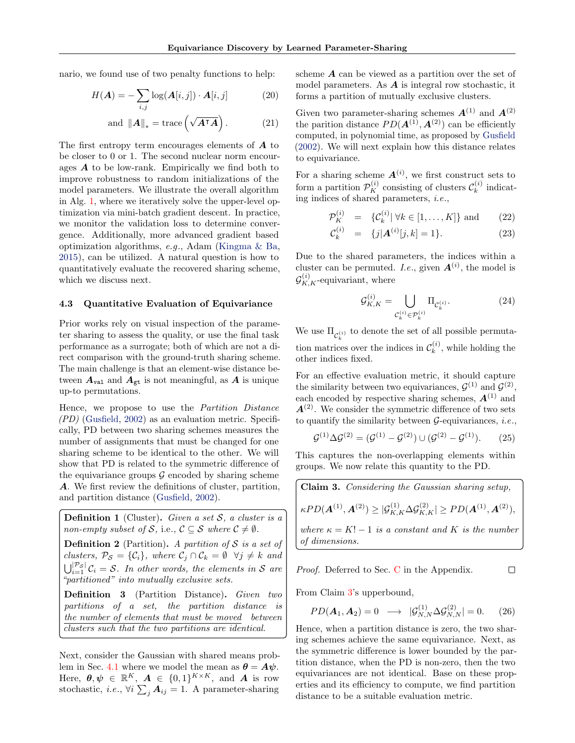nario, we found use of two penalty functions to help:

$$H(\boldsymbol{A}) = -\sum_{i,j} \log(\boldsymbol{A}[i,j]) \cdot \boldsymbol{A}[i,j] \tag{20}$$

$$\text{and } \|\boldsymbol{A}\|_* = \operatorname{trace}\left(\sqrt{\boldsymbol{A}^\intercal \boldsymbol{A}}\right). \tag{21}$$

The first entropy term encourages elements of $\boldsymbol{A}$ to be closer to 0 or 1. The second nuclear norm encourages $\boldsymbol{A}$ to be low-rank. Empirically we find both to improve robustness to random initializations of the model parameters. We illustrate the overall algorithm in Alg. 1, where we iteratively solve the upper-level optimization via mini-batch gradient descent. In practice, we monitor the validation loss to determine convergence. Additionally, more advanced gradient based optimization algorithms, *e.g.*, Adam (Kingma & Ba, 2015), can be utilized. A natural question is how to quantitatively evaluate the recovered sharing scheme, which we discuss next.

### 4.3 Quantitative Evaluation of Equivariance

Prior works rely on visual inspection of the parameter sharing to assess the quality, or use the final task performance as a surrogate; both of which are not a direct comparison with the ground-truth sharing scheme. The main challenge is that an element-wise distance between $\boldsymbol{A}_{\texttt{val}}$ and $\boldsymbol{A}_{\texttt{gt}}$ is not meaningful, as $\boldsymbol{A}$ is unique up-to permutations.

Hence, we propose to use the *Partition Distance (PD)* (Gusfield, 2002) as an evaluation metric. Specifically, PD between two sharing schemes measures the number of assignments that must be changed for one sharing scheme to be identical to the other. We will show that PD is related to the symmetric difference of the equivariance groups $\mathcal{G}$ encoded by sharing scheme $\boldsymbol{A}$. We first review the definitions of cluster, partition, and partition distance (Gusfield, 2002).

**Definition 1** (Cluster). *Given a set $\mathcal{S}$, a cluster is a non-empty subset of $\mathcal{S}$,* i.e., *$\mathcal{C} \subseteq \mathcal{S}$ where $\mathcal{C} \neq \emptyset$.*

**Definition 2** (Partition). *A partition of $\mathcal{S}$ is a set of clusters, $\mathcal{P}_{\mathcal{S}} = \{\mathcal{C}_i\}$, where $\mathcal{C}_j \cap \mathcal{C}_k = \emptyset \;\; \forall j \neq k$ and $\bigcup_{i=1}^{|\mathcal{P}_{\mathcal{S}}|} \mathcal{C}_i = \mathcal{S}$. In other words, the elements in $\mathcal{S}$ are "partitioned" into mutually exclusive sets.*

**Definition 3** (Partition Distance). *Given two partitions of a set, the partition distance is the number of elements that must be moved between clusters such that the two partitions are identical.*

Next, consider the Gaussian with shared means problem in Sec. 4.1 where we model the mean as $\boldsymbol{\theta} = \boldsymbol{A}\boldsymbol{\psi}$. Here, $\boldsymbol{\theta}, \boldsymbol{\psi} \in \mathbb{R}^K$, $\boldsymbol{A} \in \{0,1\}^{K \times K}$, and $\boldsymbol{A}$ is row stochastic, *i.e.*, $\forall i \sum_j \boldsymbol{A}_{ij} = 1$. A parameter-sharing scheme $\boldsymbol{A}$ can be viewed as a partition over the set of model parameters. As $\boldsymbol{A}$ is integral row stochastic, it forms a partition of mutually exclusive clusters.

Given two parameter-sharing schemes $\boldsymbol{A}^{(1)}$ and $\boldsymbol{A}^{(2)}$ the parition distance $PD(\boldsymbol{A}^{(1)}, \boldsymbol{A}^{(2)})$ can be efficiently computed, in polynomial time, as proposed by Gusfield (2002). We will next explain how this distance relates to equivariance.

For a sharing scheme $\boldsymbol{A}^{(i)}$, we first construct sets to form a partition $\mathcal{P}_K^{(i)}$ consisting of clusters $\mathcal{C}_k^{(i)}$ indicating indices of shared parameters, *i.e.*,

$$\mathcal{P}_K^{(i)} \;\; = \;\; \{\mathcal{C}_k^{(i)} | \; \forall k \in [1, \ldots, K]\} \text{ and} \tag{22}$$

$$\mathcal{C}_k^{(i)} \;\; = \;\; \{j | \boldsymbol{A}^{(i)}[j,k] = 1\}. \tag{23}$$

Due to the shared parameters, the indices within a cluster can be permuted. *I.e.*, given $\boldsymbol{A}^{(i)}$, the model is $\mathcal{G}_{K,K}^{(i)}$-equivariant, where

$$\mathcal{G}_{K,K}^{(i)} = \bigcup_{\mathcal{C}_k^{(i)} \in \mathcal{P}_k^{(i)}} \Pi_{\mathcal{C}_k^{(i)}}. \tag{24}$$

We use $\Pi_{\mathcal{C}_k^{(i)}}$ to denote the set of all possible permutation matrices over the indices in $\mathcal{C}_k^{(i)}$, while holding the other indices fixed.

For an effective evaluation metric, it should capture the similarity between two equivariances, $\mathcal{G}^{(1)}$ and $\mathcal{G}^{(2)}$, each encoded by respective sharing schemes, $\boldsymbol{A}^{(1)}$ and $\boldsymbol{A}^{(2)}$. We consider the symmetric difference of two sets to quantify the similarity between $\mathcal{G}$-equivariances, *i.e.*,

$$\mathcal{G}^{(1)} \Delta \mathcal{G}^{(2)} = (\mathcal{G}^{(1)} - \mathcal{G}^{(2)}) \cup (\mathcal{G}^{(2)} - \mathcal{G}^{(1)}). \tag{25}$$

This captures the non-overlapping elements within groups. We now relate this quantity to the PD.

**Claim 3.** *Considering the Gaussian sharing setup,*

$$\kappa PD(\boldsymbol{A}^{(1)}, \boldsymbol{A}^{(2)}) \geq |\mathcal{G}_{K,K}^{(1)} \Delta \mathcal{G}_{K,K}^{(2)}| \geq PD(\boldsymbol{A}^{(1)}, \boldsymbol{A}^{(2)}),$$

*where $\kappa = K! - 1$ is a constant and $K$ is the number of dimensions.*

*Proof.* Deferred to Sec. C in the Appendix. $\square$

From Claim 3's upperbound,

$$PD(\boldsymbol{A}_1, \boldsymbol{A}_2) = 0 \;\; \longrightarrow \;\; |\mathcal{G}_{N,N}^{(1)} \Delta \mathcal{G}_{N,N}^{(2)}| = 0. \tag{26}$$

Hence, when a partition distance is zero, the two sharing schemes achieve the same equivariance. Next, as the symmetric difference is lower bounded by the partition distance, when the PD is non-zero, then the two equivariances are not identical. Base on these properties and its efficiency to compute, we find partition distance to be a suitable evaluation metric.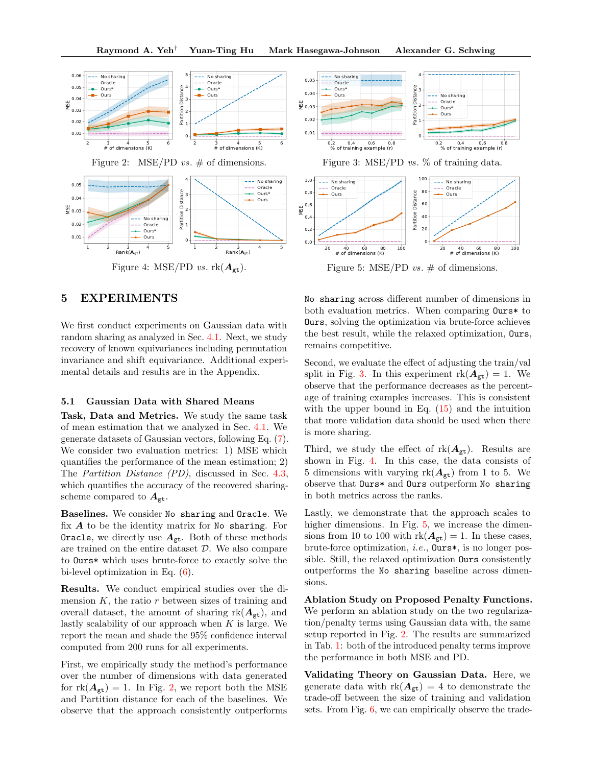Figure 2: MSE/PD *vs.* # of dimensions.

Figure 3: MSE/PD *vs.* % of training data.

Figure 4: MSE/PD *vs.* $\text{rk}(\boldsymbol{A}_{\text{gt}})$.

Figure 5: MSE/PD *vs.* # of dimensions.

## 5 EXPERIMENTS

We first conduct experiments on Gaussian data with random sharing as analyzed in Sec. 4.1. Next, we study recovery of known equivariances including permutation invariance and shift equivariance. Additional experimental details and results are in the Appendix.

### 5.1 Gaussian Data with Shared Means

**Task, Data and Metrics.** We study the same task of mean estimation that we analyzed in Sec. 4.1. We generate datasets of Gaussian vectors, following Eq. (7). We consider two evaluation metrics: 1) MSE which quantifies the performance of the mean estimation; 2) The *Partition Distance (PD)*, discussed in Sec. 4.3, which quantifies the accuracy of the recovered sharing-scheme compared to $\boldsymbol{A}_{\text{gt}}$.

**Baselines.** We consider `No sharing` and `Oracle`. We fix $\boldsymbol{A}$ to be the identity matrix for `No sharing`. For `Oracle`, we directly use $\boldsymbol{A}_{\text{gt}}$. Both of these methods are trained on the entire dataset $\mathcal{D}$. We also compare to `Ours*` which uses brute-force to exactly solve the bi-level optimization in Eq. (6).

**Results.** We conduct empirical studies over the dimension $K$, the ratio $r$ between sizes of training and overall dataset, the amount of sharing $\text{rk}(\boldsymbol{A}_{\text{gt}})$, and lastly scalability of our approach when $K$ is large. We report the mean and shade the 95% confidence interval computed from 200 runs for all experiments.

First, we empirically study the method's performance over the number of dimensions with data generated for $\text{rk}(\boldsymbol{A}_{\text{gt}}) = 1$. In Fig. 2, we report both the MSE and Partition distance for each of the baselines. We observe that the approach consistently outperforms `No sharing` across different number of dimensions in both evaluation metrics. When comparing `Ours*` to `Ours`, solving the optimization via brute-force achieves the best result, while the relaxed optimization, `Ours`, remains competitive.

Second, we evaluate the effect of adjusting the train/val split in Fig. 3. In this experiment $\text{rk}(\boldsymbol{A}_{\text{gt}}) = 1$. We observe that the performance decreases as the percentage of training examples increases. This is consistent with the upper bound in Eq. (15) and the intuition that more validation data should be used when there is more sharing.

Third, we study the effect of $\text{rk}(\boldsymbol{A}_{\text{gt}})$. Results are shown in Fig. 4. In this case, the data consists of 5 dimensions with varying $\text{rk}(\boldsymbol{A}_{\text{gt}})$ from 1 to 5. We observe that `Ours*` and `Ours` outperform `No sharing` in both metrics across the ranks.

Lastly, we demonstrate that the approach scales to higher dimensions. In Fig. 5, we increase the dimensions from 10 to 100 with $\text{rk}(\boldsymbol{A}_{\text{gt}}) = 1$. In these cases, brute-force optimization, *i.e.*, `Ours*`, is no longer possible. Still, the relaxed optimization `Ours` consistently outperforms the `No sharing` baseline across dimensions.

**Ablation Study on Proposed Penalty Functions.** We perform an ablation study on the two regularization/penalty terms using Gaussian data with, the same setup reported in Fig. 2. The results are summarized in Tab. 1: both of the introduced penalty terms improve the performance in both MSE and PD.

**Validating Theory on Gaussian Data.** Here, we generate data with $\text{rk}(\boldsymbol{A}_{\text{gt}}) = 4$ to demonstrate the trade-off between the size of training and validation sets. From Fig. 6, we can empirically observe the trade-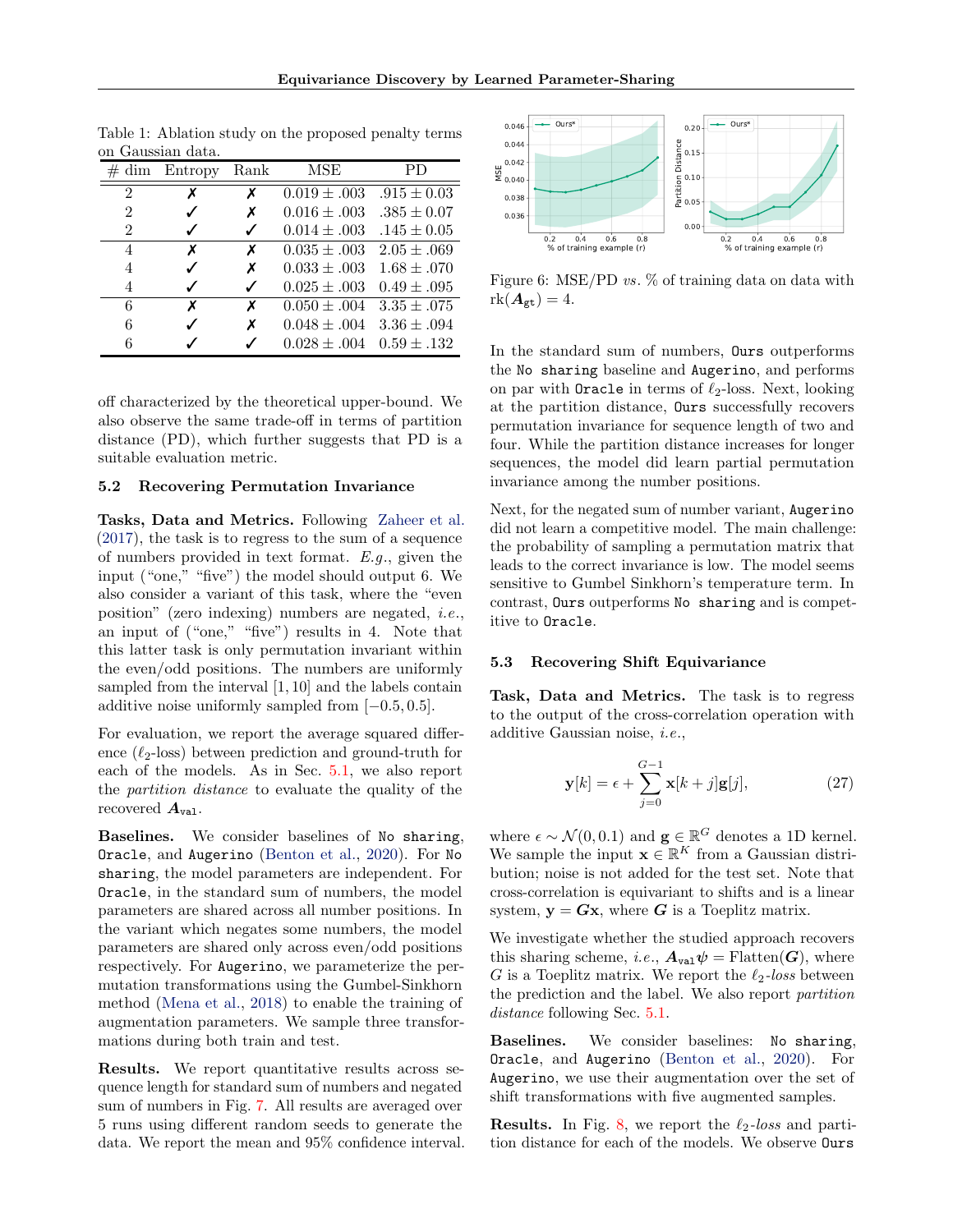Table 1: Ablation study on the proposed penalty terms on Gaussian data.

| # dim | Entropy | Rank | MSE | PD |
|---|---|---|---|---|
| 2 | ✗ | ✗ | $0.019 \pm .003$ | $.915 \pm 0.03$ |
| 2 | ✓ | ✗ | $0.016 \pm .003$ | $.385 \pm 0.07$ |
| 2 | ✓ | ✓ | $0.014 \pm .003$ | $.145 \pm 0.05$ |
| 4 | ✗ | ✗ | $0.035 \pm .003$ | $2.05 \pm .069$ |
| 4 | ✓ | ✗ | $0.033 \pm .003$ | $1.68 \pm .070$ |
| 4 | ✓ | ✓ | $0.025 \pm .003$ | $0.49 \pm .095$ |
| 6 | ✗ | ✗ | $0.050 \pm .004$ | $3.35 \pm .075$ |
| 6 | ✓ | ✗ | $0.048 \pm .004$ | $3.36 \pm .094$ |
| 6 | ✓ | ✓ | $0.028 \pm .004$ | $0.59 \pm .132$ |

off characterized by the theoretical upper-bound. We also observe the same trade-off in terms of partition distance (PD), which further suggests that PD is a suitable evaluation metric.

### 5.2 Recovering Permutation Invariance

**Tasks, Data and Metrics.** Following Zaheer et al. (2017), the task is to regress to the sum of a sequence of numbers provided in text format. *E.g.*, given the input ("one," "five") the model should output 6. We also consider a variant of this task, where the "even position" (zero indexing) numbers are negated, *i.e.*, an input of ("one," "five") results in 4. Note that this latter task is only permutation invariant within the even/odd positions. The numbers are uniformly sampled from the interval $[1, 10]$ and the labels contain additive noise uniformly sampled from $[-0.5, 0.5]$.

For evaluation, we report the average squared difference ($\ell_2$-loss) between prediction and ground-truth for each of the models. As in Sec. 5.1, we also report the *partition distance* to evaluate the quality of the recovered $\boldsymbol{A}_{\texttt{val}}$.

**Baselines.** We consider baselines of `No sharing`, `Oracle`, and `Augerino` (Benton et al., 2020). For `No sharing`, the model parameters are independent. For `Oracle`, in the standard sum of numbers, the model parameters are shared across all number positions. In the variant which negates some numbers, the model parameters are shared only across even/odd positions respectively. For `Augerino`, we parameterize the permutation transformations using the Gumbel-Sinkhorn method (Mena et al., 2018) to enable the training of augmentation parameters. We sample three transformations during both train and test.

**Results.** We report quantitative results across sequence length for standard sum of numbers and negated sum of numbers in Fig. 7. All results are averaged over 5 runs using different random seeds to generate the data. We report the mean and 95% confidence interval.

Figure 6: MSE/PD *vs.* % of training data on data with $\text{rk}(\boldsymbol{A}_{\texttt{gt}}) = 4$.

In the standard sum of numbers, `Ours` outperforms the `No sharing` baseline and `Augerino`, and performs on par with `Oracle` in terms of $\ell_2$-loss. Next, looking at the partition distance, `Ours` successfully recovers permutation invariance for sequence length of two and four. While the partition distance increases for longer sequences, the model did learn partial permutation invariance among the number positions.

Next, for the negated sum of number variant, `Augerino` did not learn a competitive model. The main challenge: the probability of sampling a permutation matrix that leads to the correct invariance is low. The model seems sensitive to Gumbel Sinkhorn's temperature term. In contrast, `Ours` outperforms `No sharing` and is competitive to `Oracle`.

### 5.3 Recovering Shift Equivariance

**Task, Data and Metrics.** The task is to regress to the output of the cross-correlation operation with additive Gaussian noise, *i.e.*,

$$\mathbf{y}[k] = \epsilon + \sum_{j=0}^{G-1} \mathbf{x}[k+j]\mathbf{g}[j], \tag{27}$$

where $\epsilon \sim \mathcal{N}(0, 0.1)$ and $\mathbf{g} \in \mathbb{R}^G$ denotes a 1D kernel. We sample the input $\mathbf{x} \in \mathbb{R}^K$ from a Gaussian distribution; noise is not added for the test set. Note that cross-correlation is equivariant to shifts and is a linear system, $\mathbf{y} = \boldsymbol{G}\mathbf{x}$, where $\boldsymbol{G}$ is a Toeplitz matrix.

We investigate whether the studied approach recovers this sharing scheme, *i.e.*, $\boldsymbol{A}_{\texttt{val}}\boldsymbol{\psi} = \text{Flatten}(\boldsymbol{G})$, where $G$ is a Toeplitz matrix. We report the $\ell_2$-*loss* between the prediction and the label. We also report *partition distance* following Sec. 5.1.

**Baselines.** We consider baselines: `No sharing`, `Oracle`, and `Augerino` (Benton et al., 2020). For `Augerino`, we use their augmentation over the set of shift transformations with five augmented samples.

**Results.** In Fig. 8, we report the $\ell_2$-*loss* and partition distance for each of the models. We observe `Ours`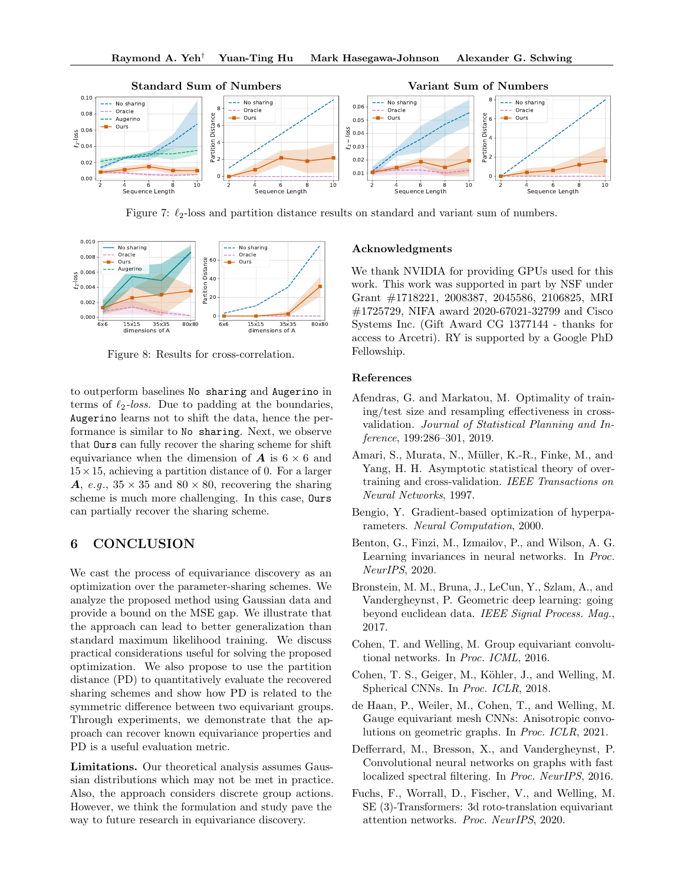Figure 7: $\ell_2$-loss and partition distance results on standard and variant sum of numbers.

Figure 8: Results for cross-correlation.

to outperform baselines `No sharing` and `Augerino` in terms of $\ell_2$-*loss*. Due to padding at the boundaries, `Augerino` learns not to shift the data, hence the performance is similar to `No sharing`. Next, we observe that `Ours` can fully recover the sharing scheme for shift equivariance when the dimension of $\boldsymbol{A}$ is $6 \times 6$ and $15 \times 15$, achieving a partition distance of 0. For a larger $\boldsymbol{A}$, *e.g.*, $35 \times 35$ and $80 \times 80$, recovering the sharing scheme is much more challenging. In this case, `Ours` can partially recover the sharing scheme.

## 6 CONCLUSION

We cast the process of equivariance discovery as an optimization over the parameter-sharing schemes. We analyze the proposed method using Gaussian data and provide a bound on the MSE gap. We illustrate that the approach can lead to better generalization than standard maximum likelihood training. We discuss practical considerations useful for solving the proposed optimization. We also propose to use the partition distance (PD) to quantitatively evaluate the recovered sharing schemes and show how PD is related to the symmetric difference between two equivariant groups. Through experiments, we demonstrate that the approach can recover known equivariance properties and PD is a useful evaluation metric.

**Limitations.** Our theoretical analysis assumes Gaussian distributions which may not be met in practice. Also, the approach considers discrete group actions. However, we think the formulation and study pave the way to future research in equivariance discovery.

### Acknowledgments

We thank NVIDIA for providing GPUs used for this work. This work was supported in part by NSF under Grant #1718221, 2008387, 2045586, 2106825, MRI #1725729, NIFA award 2020-67021-32799 and Cisco Systems Inc. (Gift Award CG 1377144 - thanks for access to Arcetri). RY is supported by a Google PhD Fellowship.

### References

Afendras, G. and Markatou, M. Optimality of training/test size and resampling effectiveness in cross-validation. *Journal of Statistical Planning and Inference*, 199:286–301, 2019.

Amari, S., Murata, N., Müller, K.-R., Finke, M., and Yang, H. H. Asymptotic statistical theory of overtraining and cross-validation. *IEEE Transactions on Neural Networks*, 1997.

Bengio, Y. Gradient-based optimization of hyperparameters. *Neural Computation*, 2000.

Benton, G., Finzi, M., Izmailov, P., and Wilson, A. G. Learning invariances in neural networks. In *Proc. NeurIPS*, 2020.

Bronstein, M. M., Bruna, J., LeCun, Y., Szlam, A., and Vandergheynst, P. Geometric deep learning: going beyond euclidean data. *IEEE Signal Process. Mag.*, 2017.

Cohen, T. and Welling, M. Group equivariant convolutional networks. In *Proc. ICML*, 2016.

Cohen, T. S., Geiger, M., Köhler, J., and Welling, M. Spherical CNNs. In *Proc. ICLR*, 2018.

de Haan, P., Weiler, M., Cohen, T., and Welling, M. Gauge equivariant mesh CNNs: Anisotropic convolutions on geometric graphs. In *Proc. ICLR*, 2021.

Defferrard, M., Bresson, X., and Vandergheynst, P. Convolutional neural networks on graphs with fast localized spectral filtering. In *Proc. NeurIPS*, 2016.

Fuchs, F., Worrall, D., Fischer, V., and Welling, M. SE (3)-Transformers: 3d roto-translation equivariant attention networks. *Proc. NeurIPS*, 2020.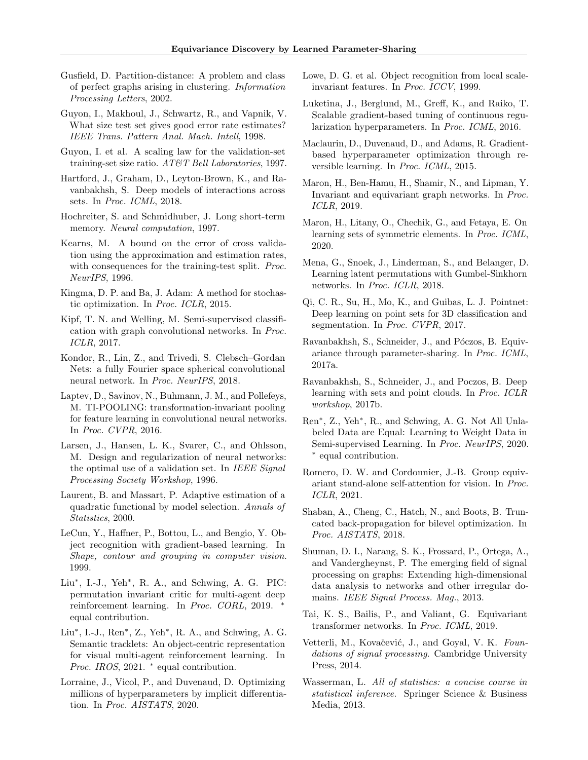Gusfield, D. Partition-distance: A problem and class of perfect graphs arising in clustering. *Information Processing Letters*, 2002.

Guyon, I., Makhoul, J., Schwartz, R., and Vapnik, V. What size test set gives good error rate estimates? *IEEE Trans. Pattern Anal. Mach. Intell*, 1998.

Guyon, I. et al. A scaling law for the validation-set training-set size ratio. *AT&T Bell Laboratories*, 1997.

Hartford, J., Graham, D., Leyton-Brown, K., and Ravanbakhsh, S. Deep models of interactions across sets. In *Proc. ICML*, 2018.

Hochreiter, S. and Schmidhuber, J. Long short-term memory. *Neural computation*, 1997.

Kearns, M. A bound on the error of cross validation using the approximation and estimation rates, with consequences for the training-test split. *Proc. NeurIPS*, 1996.

Kingma, D. P. and Ba, J. Adam: A method for stochastic optimization. In *Proc. ICLR*, 2015.

Kipf, T. N. and Welling, M. Semi-supervised classification with graph convolutional networks. In *Proc. ICLR*, 2017.

Kondor, R., Lin, Z., and Trivedi, S. Clebsch–Gordan Nets: a fully Fourier space spherical convolutional neural network. In *Proc. NeurIPS*, 2018.

Laptev, D., Savinov, N., Buhmann, J. M., and Pollefeys, M. TI-POOLING: transformation-invariant pooling for feature learning in convolutional neural networks. In *Proc. CVPR*, 2016.

Larsen, J., Hansen, L. K., Svarer, C., and Ohlsson, M. Design and regularization of neural networks: the optimal use of a validation set. In *IEEE Signal Processing Society Workshop*, 1996.

Laurent, B. and Massart, P. Adaptive estimation of a quadratic functional by model selection. *Annals of Statistics*, 2000.

LeCun, Y., Haffner, P., Bottou, L., and Bengio, Y. Object recognition with gradient-based learning. In *Shape, contour and grouping in computer vision*. 1999.

Liu*, I.-J., Yeh*, R. A., and Schwing, A. G. PIC: permutation invariant critic for multi-agent deep reinforcement learning. In *Proc. CORL*, 2019. * equal contribution.

Liu*, I.-J., Ren*, Z., Yeh*, R. A., and Schwing, A. G. Semantic tracklets: An object-centric representation for visual multi-agent reinforcement learning. In *Proc. IROS*, 2021. * equal contribution.

Lorraine, J., Vicol, P., and Duvenaud, D. Optimizing millions of hyperparameters by implicit differentiation. In *Proc. AISTATS*, 2020.

Lowe, D. G. et al. Object recognition from local scale-invariant features. In *Proc. ICCV*, 1999.

Luketina, J., Berglund, M., Greff, K., and Raiko, T. Scalable gradient-based tuning of continuous regularization hyperparameters. In *Proc. ICML*, 2016.

Maclaurin, D., Duvenaud, D., and Adams, R. Gradient-based hyperparameter optimization through reversible learning. In *Proc. ICML*, 2015.

Maron, H., Ben-Hamu, H., Shamir, N., and Lipman, Y. Invariant and equivariant graph networks. In *Proc. ICLR*, 2019.

Maron, H., Litany, O., Chechik, G., and Fetaya, E. On learning sets of symmetric elements. In *Proc. ICML*, 2020.

Mena, G., Snoek, J., Linderman, S., and Belanger, D. Learning latent permutations with Gumbel-Sinkhorn networks. In *Proc. ICLR*, 2018.

Qi, C. R., Su, H., Mo, K., and Guibas, L. J. Pointnet: Deep learning on point sets for 3D classification and segmentation. In *Proc. CVPR*, 2017.

Ravanbakhsh, S., Schneider, J., and Póczos, B. Equivariance through parameter-sharing. In *Proc. ICML*, 2017a.

Ravanbakhsh, S., Schneider, J., and Poczos, B. Deep learning with sets and point clouds. In *Proc. ICLR workshop*, 2017b.

Ren*, Z., Yeh*, R., and Schwing, A. G. Not All Unlabeled Data are Equal: Learning to Weight Data in Semi-supervised Learning. In *Proc. NeurIPS*, 2020. * equal contribution.

Romero, D. W. and Cordonnier, J.-B. Group equivariant stand-alone self-attention for vision. In *Proc. ICLR*, 2021.

Shaban, A., Cheng, C., Hatch, N., and Boots, B. Truncated back-propagation for bilevel optimization. In *Proc. AISTATS*, 2018.

Shuman, D. I., Narang, S. K., Frossard, P., Ortega, A., and Vandergheynst, P. The emerging field of signal processing on graphs: Extending high-dimensional data analysis to networks and other irregular domains. *IEEE Signal Process. Mag.*, 2013.

Tai, K. S., Bailis, P., and Valiant, G. Equivariant transformer networks. In *Proc. ICML*, 2019.

Vetterli, M., Kovačević, J., and Goyal, V. K. *Foundations of signal processing*. Cambridge University Press, 2014.

Wasserman, L. *All of statistics: a concise course in statistical inference*. Springer Science & Business Media, 2013.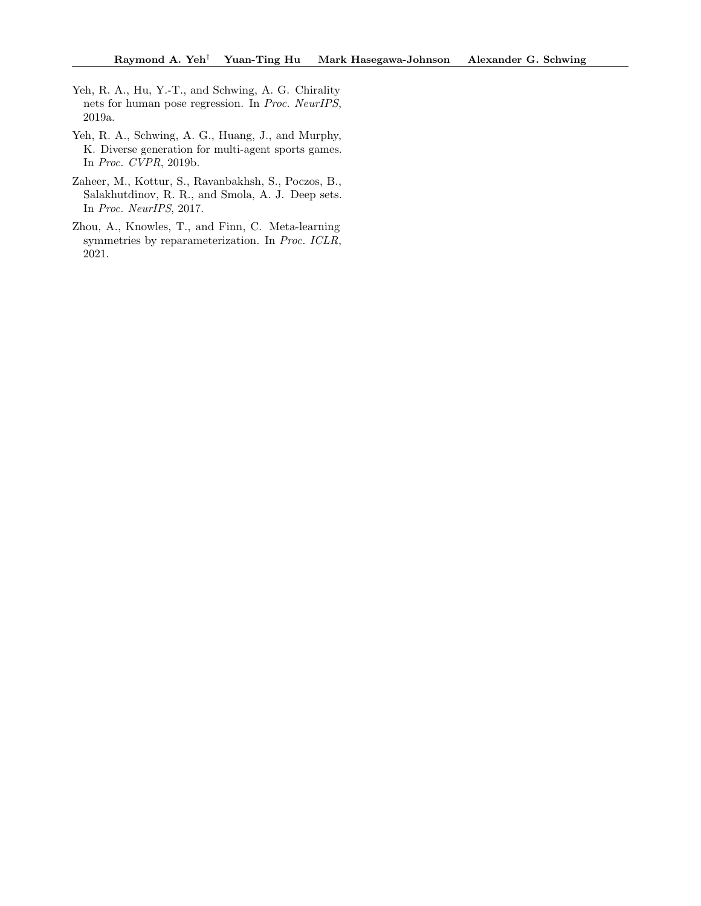Yeh, R. A., Hu, Y.-T., and Schwing, A. G. Chirality nets for human pose regression. In *Proc. NeurIPS*, 2019a.

Yeh, R. A., Schwing, A. G., Huang, J., and Murphy, K. Diverse generation for multi-agent sports games. In *Proc. CVPR*, 2019b.

Zaheer, M., Kottur, S., Ravanbakhsh, S., Poczos, B., Salakhutdinov, R. R., and Smola, A. J. Deep sets. In *Proc. NeurIPS*, 2017.

Zhou, A., Knowles, T., and Finn, C. Meta-learning symmetries by reparameterization. In *Proc. ICLR*, 2021.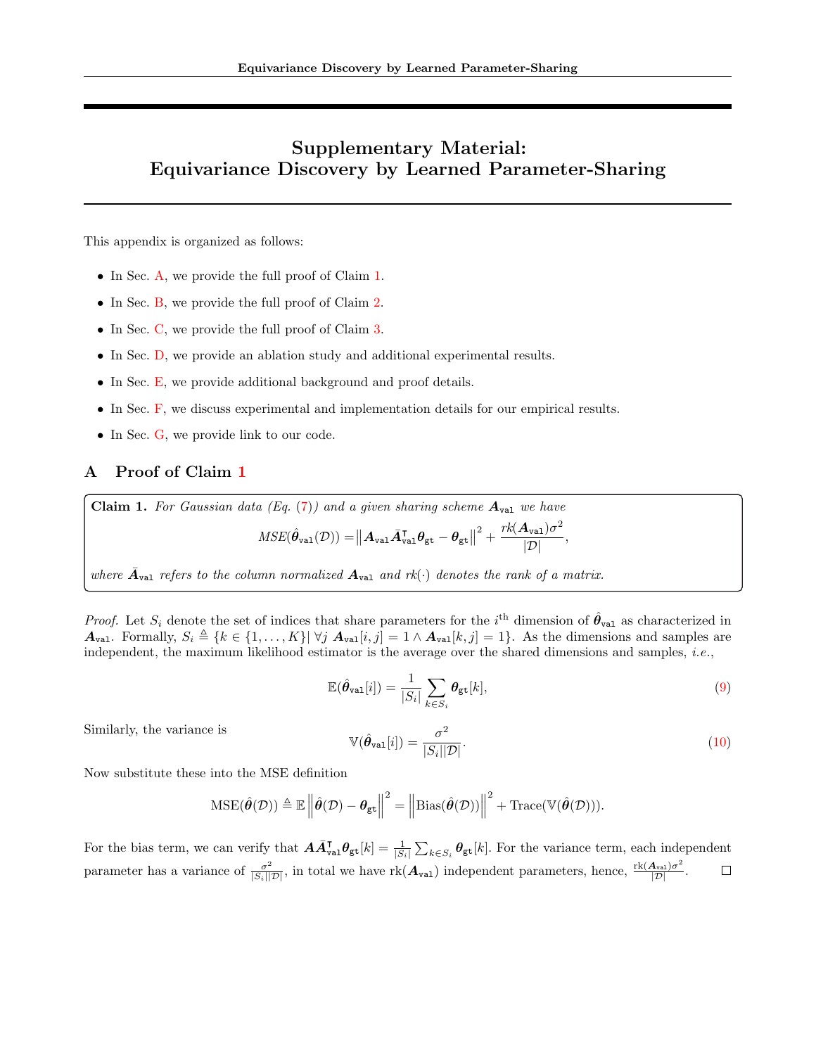# Supplementary Material: Equivariance Discovery by Learned Parameter-Sharing

This appendix is organized as follows:

- In Sec. A, we provide the full proof of Claim 1.
- In Sec. B, we provide the full proof of Claim 2.
- In Sec. C, we provide the full proof of Claim 3.
- In Sec. D, we provide an ablation study and additional experimental results.
- In Sec. E, we provide additional background and proof details.
- In Sec. F, we discuss experimental and implementation details for our empirical results.
- In Sec. G, we provide link to our code.

## A Proof of Claim 1

**Claim 1.** *For Gaussian data (Eq. (7)) and a given sharing scheme $\boldsymbol{A}_{\texttt{val}}$ we have*

$$MSE(\hat{\boldsymbol{\theta}}_{\texttt{val}}(\mathcal{D})) = \left\| \boldsymbol{A}_{\texttt{val}} \bar{\boldsymbol{A}}_{\texttt{val}}^{\intercal} \boldsymbol{\theta}_{\texttt{gt}} - \boldsymbol{\theta}_{\texttt{gt}} \right\|^2 + \frac{rk(\boldsymbol{A}_{\texttt{val}})\sigma^2}{|\mathcal{D}|},$$

*where $\bar{\boldsymbol{A}}_{\texttt{val}}$ refers to the column normalized $\boldsymbol{A}_{\texttt{val}}$ and $rk(\cdot)$ denotes the rank of a matrix.*

*Proof.* Let $S_i$ denote the set of indices that share parameters for the $i^{\text{th}}$ dimension of $\hat{\boldsymbol{\theta}}_{\texttt{val}}$ as characterized in $\boldsymbol{A}_{\texttt{val}}$. Formally, $S_i \triangleq \{k \in \{1, \ldots, K\} | \; \forall j \; \boldsymbol{A}_{\texttt{val}}[i,j] = 1 \wedge \boldsymbol{A}_{\texttt{val}}[k,j] = 1\}$. As the dimensions and samples are independent, the maximum likelihood estimator is the average over the shared dimensions and samples, *i.e.*,

$$\mathbb{E}(\hat{\boldsymbol{\theta}}_{\texttt{val}}[i]) = \frac{1}{|S_i|} \sum_{k \in S_i} \boldsymbol{\theta}_{\texttt{gt}}[k], \tag{9}$$

Similarly, the variance is

$$\mathbb{V}(\hat{\boldsymbol{\theta}}_{\texttt{val}}[i]) = \frac{\sigma^2}{|S_i||\mathcal{D}|}. \tag{10}$$

Now substitute these into the MSE definition

$$\text{MSE}(\hat{\boldsymbol{\theta}}(\mathcal{D})) \triangleq \mathbb{E} \left\| \hat{\boldsymbol{\theta}}(\mathcal{D}) - \boldsymbol{\theta}_{\texttt{gt}} \right\|^2 = \left\| \text{Bias}(\hat{\boldsymbol{\theta}}(\mathcal{D})) \right\|^2 + \text{Trace}(\mathbb{V}(\hat{\boldsymbol{\theta}}(\mathcal{D}))).$$

For the bias term, we can verify that $\boldsymbol{A}\bar{\boldsymbol{A}}_{\texttt{val}}^{\intercal}\boldsymbol{\theta}_{\texttt{gt}}[k] = \frac{1}{|S_i|}\sum_{k \in S_i} \boldsymbol{\theta}_{\texttt{gt}}[k]$. For the variance term, each independent parameter has a variance of $\frac{\sigma^2}{|S_i||\mathcal{D}|}$, in total we have $\text{rk}(\boldsymbol{A}_{\texttt{val}})$ independent parameters, hence, $\frac{\text{rk}(\boldsymbol{A}_{\texttt{val}})\sigma^2}{|\mathcal{D}|}$. $\square$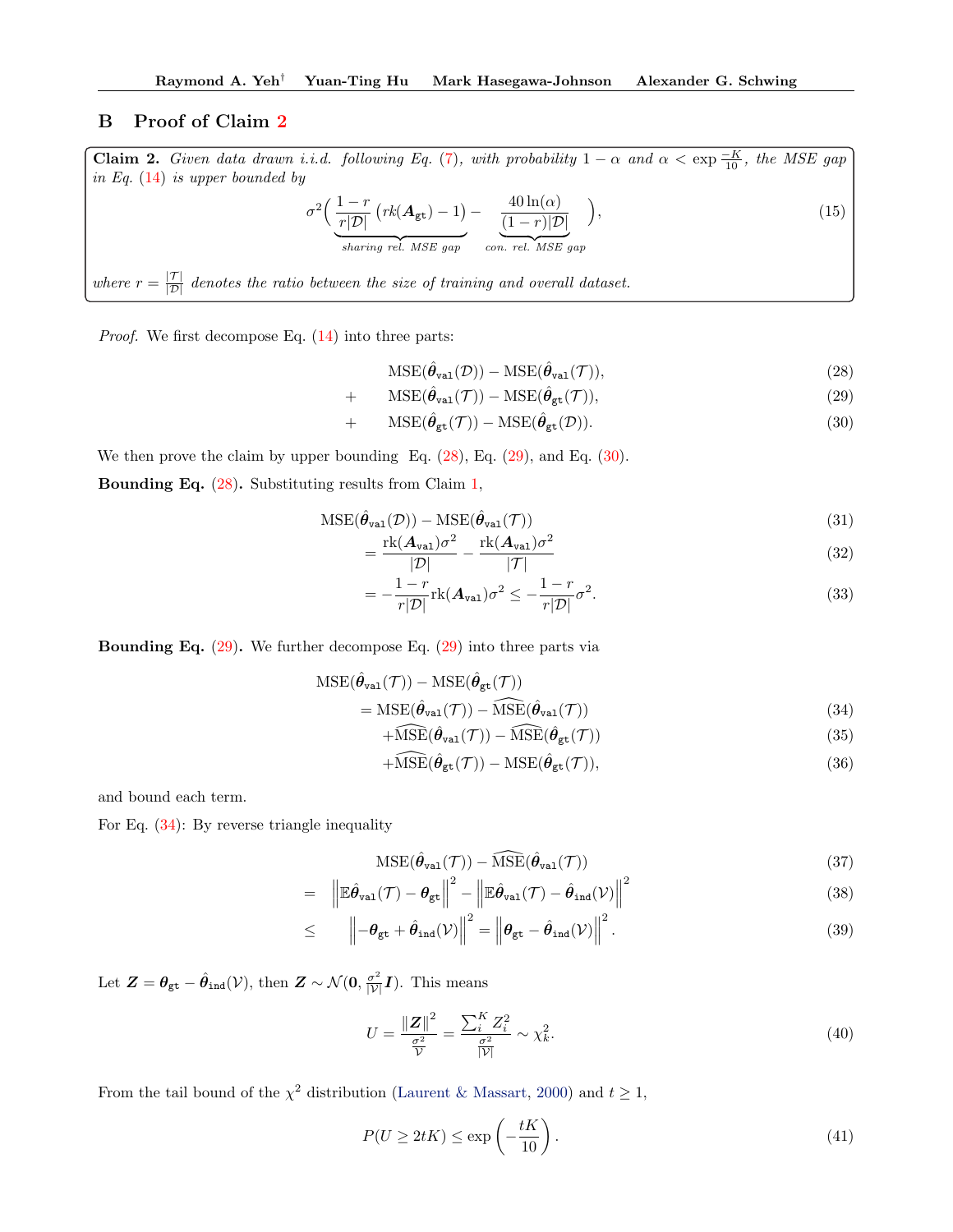## B Proof of Claim 2

**Claim 2.** *Given data drawn i.i.d. following Eq. (7), with probability $1-\alpha$ and $\alpha < \exp \frac{-K}{10}$, the MSE gap in Eq. (14) is upper bounded by*

$$\sigma^2 \Big( \underbrace{\frac{1-r}{r|\mathcal{D}|} \left( rk(\boldsymbol{A}_{\texttt{gt}}) - 1 \right)}_{\textit{sharing rel. MSE gap}} - \underbrace{\frac{40 \ln(\alpha)}{(1-r)|\mathcal{D}|}}_{\textit{con. rel. MSE gap}} \Big), \tag{15}$$

*where $r = \frac{|\mathcal{T}|}{|\mathcal{D}|}$ denotes the ratio between the size of training and overall dataset.*

*Proof.* We first decompose Eq. (14) into three parts:

$$\text{MSE}(\hat{\boldsymbol{\theta}}_{\texttt{val}}(\mathcal{D})) - \text{MSE}(\hat{\boldsymbol{\theta}}_{\texttt{val}}(\mathcal{T})), \tag{28}$$

$$+ \quad \text{MSE}(\hat{\boldsymbol{\theta}}_{\texttt{val}}(\mathcal{T})) - \text{MSE}(\hat{\boldsymbol{\theta}}_{\texttt{gt}}(\mathcal{T})), \tag{29}$$

$$+ \quad \text{MSE}(\hat{\boldsymbol{\theta}}_{\texttt{gt}}(\mathcal{T})) - \text{MSE}(\hat{\boldsymbol{\theta}}_{\texttt{gt}}(\mathcal{D})). \tag{30}$$

We then prove the claim by upper bounding Eq. (28), Eq. (29), and Eq. (30).

**Bounding Eq. (28).** Substituting results from Claim 1,

$$\text{MSE}(\hat{\boldsymbol{\theta}}_{\texttt{val}}(\mathcal{D})) - \text{MSE}(\hat{\boldsymbol{\theta}}_{\texttt{val}}(\mathcal{T})) \tag{31}$$

$$= \frac{\text{rk}(\boldsymbol{A}_{\texttt{val}})\sigma^2}{|\mathcal{D}|} - \frac{\text{rk}(\boldsymbol{A}_{\texttt{val}})\sigma^2}{|\mathcal{T}|} \tag{32}$$

$$= -\frac{1-r}{r|\mathcal{D}|}\text{rk}(\boldsymbol{A}_{\texttt{val}})\sigma^2 \leq -\frac{1-r}{r|\mathcal{D}|}\sigma^2. \tag{33}$$

**Bounding Eq. (29).** We further decompose Eq. (29) into three parts via

$$\text{MSE}(\hat{\boldsymbol{\theta}}_{\texttt{val}}(\mathcal{T})) - \text{MSE}(\hat{\boldsymbol{\theta}}_{\texttt{gt}}(\mathcal{T}))$$

$$= \text{MSE}(\hat{\boldsymbol{\theta}}_{\texttt{val}}(\mathcal{T})) - \widehat{\text{MSE}}(\hat{\boldsymbol{\theta}}_{\texttt{val}}(\mathcal{T})) \tag{34}$$

$$+ \widehat{\text{MSE}}(\hat{\boldsymbol{\theta}}_{\texttt{val}}(\mathcal{T})) - \widehat{\text{MSE}}(\hat{\boldsymbol{\theta}}_{\texttt{gt}}(\mathcal{T})) \tag{35}$$

$$+ \widehat{\text{MSE}}(\hat{\boldsymbol{\theta}}_{\texttt{gt}}(\mathcal{T})) - \text{MSE}(\hat{\boldsymbol{\theta}}_{\texttt{gt}}(\mathcal{T})), \tag{36}$$

and bound each term.

For Eq. (34): By reverse triangle inequality

$$\text{MSE}(\hat{\boldsymbol{\theta}}_{\texttt{val}}(\mathcal{T})) - \widehat{\text{MSE}}(\hat{\boldsymbol{\theta}}_{\texttt{val}}(\mathcal{T})) \tag{37}$$

$$= \left\| \mathbb{E}\hat{\boldsymbol{\theta}}_{\texttt{val}}(\mathcal{T}) - \boldsymbol{\theta}_{\texttt{gt}} \right\|^2 - \left\| \mathbb{E}\hat{\boldsymbol{\theta}}_{\texttt{val}}(\mathcal{T}) - \hat{\boldsymbol{\theta}}_{\texttt{ind}}(\mathcal{V}) \right\|^2 \tag{38}$$

$$\leq \left\| -\boldsymbol{\theta}_{\texttt{gt}} + \hat{\boldsymbol{\theta}}_{\texttt{ind}}(\mathcal{V}) \right\|^2 = \left\| \boldsymbol{\theta}_{\texttt{gt}} - \hat{\boldsymbol{\theta}}_{\texttt{ind}}(\mathcal{V}) \right\|^2. \tag{39}$$

Let $\boldsymbol{Z} = \boldsymbol{\theta}_{\texttt{gt}} - \hat{\boldsymbol{\theta}}_{\texttt{ind}}(\mathcal{V})$, then $\boldsymbol{Z} \sim \mathcal{N}(\boldsymbol{0}, \frac{\sigma^2}{|\mathcal{V}|}\boldsymbol{I})$. This means

$$U = \frac{\|\boldsymbol{Z}\|^2}{\frac{\sigma^2}{\mathcal{V}}} = \frac{\sum_i^K Z_i^2}{\frac{\sigma^2}{|\mathcal{V}|}} \sim \chi_k^2. \tag{40}$$

From the tail bound of the $\chi^2$ distribution (Laurent & Massart, 2000) and $t \geq 1$,

$$P(U \geq 2tK) \leq \exp\left(-\frac{tK}{10}\right). \tag{41}$$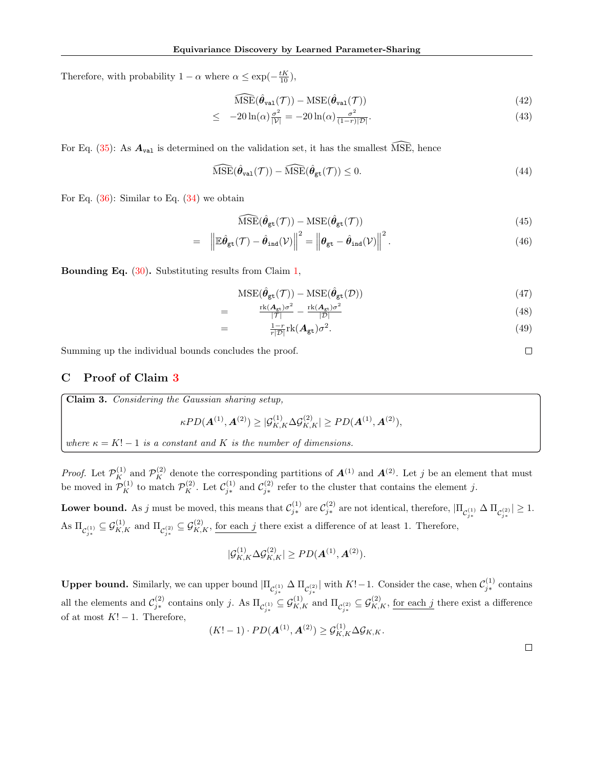Therefore, with probability $1-\alpha$ where $\alpha \leq \exp(-\frac{tK}{10})$,

$$
\widehat{\mathrm{MSE}}(\hat{\boldsymbol{\theta}}_{\mathtt{val}}(\mathcal{T})) - \mathrm{MSE}(\hat{\boldsymbol{\theta}}_{\mathtt{val}}(\mathcal{T})) \tag{42}
$$

$$
\leq \quad -20\ln(\alpha)\frac{\sigma^2}{|\mathcal{V}|} = -20\ln(\alpha)\frac{\sigma^2}{(1-r)|\mathcal{D}|}. \tag{43}
$$

For Eq. (35): As $\boldsymbol{A}_{\mathtt{val}}$ is determined on the validation set, it has the smallest $\widehat{\mathrm{MSE}}$, hence

$$
\widehat{\mathrm{MSE}}(\hat{\boldsymbol{\theta}}_{\mathtt{val}}(\mathcal{T})) - \widehat{\mathrm{MSE}}(\hat{\boldsymbol{\theta}}_{\mathtt{gt}}(\mathcal{T})) \leq 0. \tag{44}
$$

For Eq. (36): Similar to Eq. (34) we obtain

$$
\widehat{\mathrm{MSE}}(\hat{\boldsymbol{\theta}}_{\mathtt{gt}}(\mathcal{T})) - \mathrm{MSE}(\hat{\boldsymbol{\theta}}_{\mathtt{gt}}(\mathcal{T})) \tag{45}
$$

$$
= \quad \left\|\mathbb{E}\hat{\boldsymbol{\theta}}_{\mathtt{gt}}(\mathcal{T}) - \hat{\boldsymbol{\theta}}_{\mathtt{ind}}(\mathcal{V})\right\|^2 = \left\|\boldsymbol{\theta}_{\mathtt{gt}} - \hat{\boldsymbol{\theta}}_{\mathtt{ind}}(\mathcal{V})\right\|^2. \tag{46}
$$

**Bounding Eq. (30).** Substituting results from Claim 1,

$$
\mathrm{MSE}(\hat{\boldsymbol{\theta}}_{\mathtt{gt}}(\mathcal{T})) - \mathrm{MSE}(\hat{\boldsymbol{\theta}}_{\mathtt{gt}}(\mathcal{D})) \tag{47}
$$

$$
= \quad \frac{\mathrm{rk}(\boldsymbol{A}_{\mathtt{gt}})\sigma^2}{|\mathcal{T}|} - \frac{\mathrm{rk}(\boldsymbol{A}_{\mathtt{gt}})\sigma^2}{|\mathcal{D}|} \tag{48}
$$

$$
= \quad \frac{1-r}{r|\mathcal{D}|}\mathrm{rk}(\boldsymbol{A}_{\mathtt{gt}})\sigma^2. \tag{49}
$$

Summing up the individual bounds concludes the proof. □

## C Proof of Claim 3

> **Claim 3.** *Considering the Gaussian sharing setup,*
>
> $$\kappa PD(\boldsymbol{A}^{(1)}, \boldsymbol{A}^{(2)}) \geq |\mathcal{G}^{(1)}_{K,K}\Delta\mathcal{G}^{(2)}_{K,K}| \geq PD(\boldsymbol{A}^{(1)}, \boldsymbol{A}^{(2)}),$$
>
> *where $\kappa = K!-1$ is a constant and $K$ is the number of dimensions.*

*Proof.* Let $\mathcal{P}^{(1)}_K$ and $\mathcal{P}^{(2)}_K$ denote the corresponding partitions of $\boldsymbol{A}^{(1)}$ and $\boldsymbol{A}^{(2)}$. Let $j$ be an element that must be moved in $\mathcal{P}^{(1)}_K$ to match $\mathcal{P}^{(2)}_K$. Let $\mathcal{C}^{(1)}_{j*}$ and $\mathcal{C}^{(2)}_{j*}$ refer to the cluster that contains the element $j$.

**Lower bound.** As $j$ must be moved, this means that $\mathcal{C}^{(1)}_{j*}$ are $\mathcal{C}^{(2)}_{j*}$ are not identical, therefore, $|\Pi_{\mathcal{C}^{(1)}_{j*}} \Delta \Pi_{\mathcal{C}^{(2)}_{j*}}| \geq 1$. As $\Pi_{\mathcal{C}^{(1)}_{j*}} \subseteq \mathcal{G}^{(1)}_{K,K}$ and $\Pi_{\mathcal{C}^{(2)}_{j*}} \subseteq \mathcal{G}^{(2)}_{K,K}$, <u>for each $j$</u> there exist a difference of at least 1. Therefore,

$$
|\mathcal{G}^{(1)}_{K,K}\Delta\mathcal{G}^{(2)}_{K,K}| \geq PD(\boldsymbol{A}^{(1)}, \boldsymbol{A}^{(2)}).
$$

**Upper bound.** Similarly, we can upper bound $|\Pi_{\mathcal{C}^{(1)}_{j*}} \Delta \Pi_{\mathcal{C}^{(2)}_{j*}}|$ with $K!-1$. Consider the case, when $\mathcal{C}^{(1)}_{j*}$ contains all the elements and $\mathcal{C}^{(2)}_{j*}$ contains only $j$. As $\Pi_{\mathcal{C}^{(1)}_{j*}} \subseteq \mathcal{G}^{(1)}_{K,K}$ and $\Pi_{\mathcal{C}^{(2)}_{j*}} \subseteq \mathcal{G}^{(2)}_{K,K}$, <u>for each $j$</u> there exist a difference of at most $K!-1$. Therefore,

$$
(K!-1)\cdot PD(\boldsymbol{A}^{(1)}, \boldsymbol{A}^{(2)}) \geq \mathcal{G}^{(1)}_{K,K}\Delta\mathcal{G}_{K,K}.
$$

□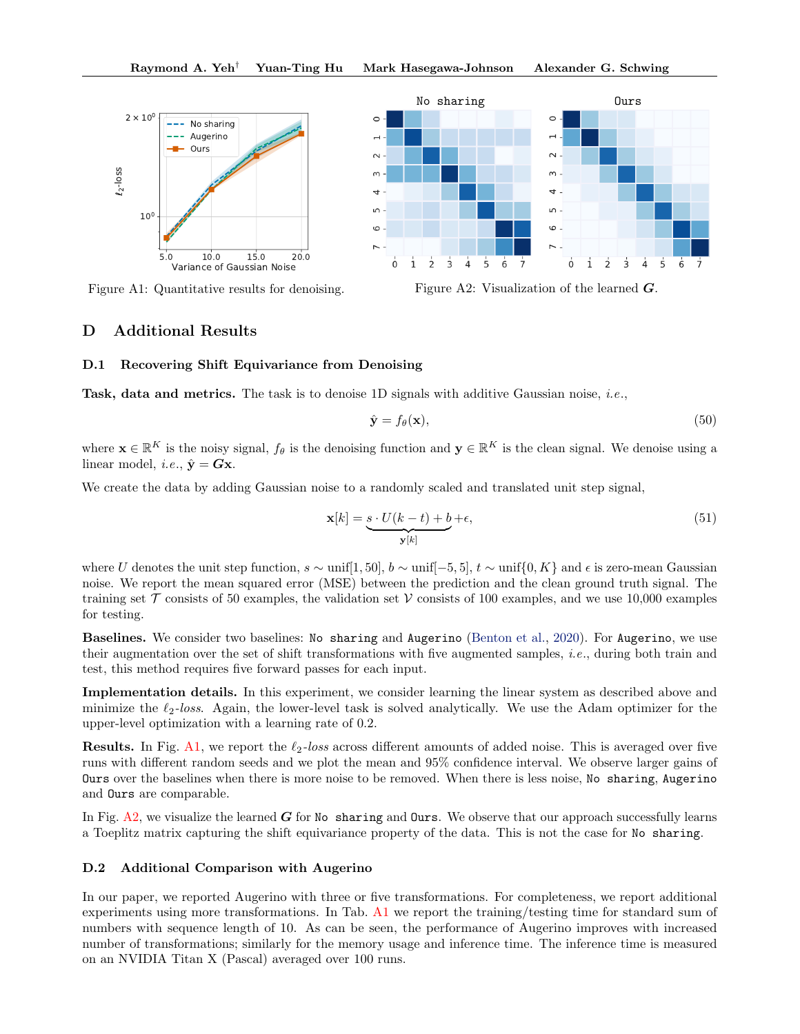Figure A1: Quantitative results for denoising.

Figure A2: Visualization of the learned $\boldsymbol{G}$.

# D Additional Results

## D.1 Recovering Shift Equivariance from Denoising

**Task, data and metrics.** The task is to denoise 1D signals with additive Gaussian noise, *i.e.*,

$$\hat{\mathbf{y}} = f_\theta(\mathbf{x}), \tag{50}$$

where $\mathbf{x} \in \mathbb{R}^K$ is the noisy signal, $f_\theta$ is the denoising function and $\mathbf{y} \in \mathbb{R}^K$ is the clean signal. We denoise using a linear model, *i.e.*, $\hat{\mathbf{y}} = \boldsymbol{G}\mathbf{x}$.

We create the data by adding Gaussian noise to a randomly scaled and translated unit step signal,

$$\mathbf{x}[k] = \underbrace{s \cdot U(k-t) + b}_{\mathbf{y}[k]} + \epsilon, \tag{51}$$

where $U$ denotes the unit step function, $s \sim \text{unif}[1, 50]$, $b \sim \text{unif}[-5, 5]$, $t \sim \text{unif}\{0, K\}$ and $\epsilon$ is zero-mean Gaussian noise. We report the mean squared error (MSE) between the prediction and the clean ground truth signal. The training set $\mathcal{T}$ consists of 50 examples, the validation set $\mathcal{V}$ consists of 100 examples, and we use 10,000 examples for testing.

**Baselines.** We consider two baselines: `No sharing` and `Augerino` (Benton et al., 2020). For `Augerino`, we use their augmentation over the set of shift transformations with five augmented samples, *i.e.*, during both train and test, this method requires five forward passes for each input.

**Implementation details.** In this experiment, we consider learning the linear system as described above and minimize the $\ell_2$-*loss*. Again, the lower-level task is solved analytically. We use the Adam optimizer for the upper-level optimization with a learning rate of 0.2.

**Results.** In Fig. A1, we report the $\ell_2$-*loss* across different amounts of added noise. This is averaged over five runs with different random seeds and we plot the mean and 95% confidence interval. We observe larger gains of `Ours` over the baselines when there is more noise to be removed. When there is less noise, `No sharing`, `Augerino` and `Ours` are comparable.

In Fig. A2, we visualize the learned $\boldsymbol{G}$ for `No sharing` and `Ours`. We observe that our approach successfully learns a Toeplitz matrix capturing the shift equivariance property of the data. This is not the case for `No sharing`.

## D.2 Additional Comparison with Augerino

In our paper, we reported Augerino with three or five transformations. For completeness, we report additional experiments using more transformations. In Tab. A1 we report the training/testing time for standard sum of numbers with sequence length of 10. As can be seen, the performance of Augerino improves with increased number of transformations; similarly for the memory usage and inference time. The inference time is measured on an NVIDIA Titan X (Pascal) averaged over 100 runs.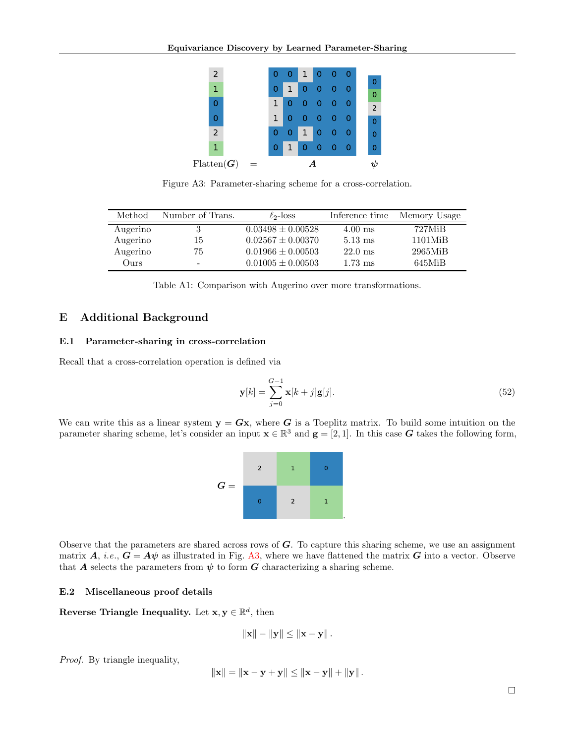$$
\text{Flatten}(\boldsymbol{G}) = \boldsymbol{A} \, \boldsymbol{\psi}
$$

Figure A3: Parameter-sharing scheme for a cross-correlation.

| Method | Number of Trans. | $\ell_2$-loss | Inference time | Memory Usage |
|---|---|---|---|---|
| Augerino | 3 | $0.03498 \pm 0.00528$ | 4.00 ms | 727MiB |
| Augerino | 15 | $0.02567 \pm 0.00370$ | 5.13 ms | 1101MiB |
| Augerino | 75 | $0.01966 \pm 0.00503$ | 22.0 ms | 2965MiB |
| Ours | - | $0.01005 \pm 0.00503$ | 1.73 ms | 645MiB |

Table A1: Comparison with Augerino over more transformations.

## E Additional Background

### E.1 Parameter-sharing in cross-correlation

Recall that a cross-correlation operation is defined via

$$
\mathbf{y}[k] = \sum_{j=0}^{G-1} \mathbf{x}[k+j]\mathbf{g}[j]. \tag{52}
$$

We can write this as a linear system $\mathbf{y} = \boldsymbol{G}\mathbf{x}$, where $\boldsymbol{G}$ is a Toeplitz matrix. To build some intuition on the parameter sharing scheme, let's consider an input $\mathbf{x} \in \mathbb{R}^3$ and $\mathbf{g} = [2, 1]$. In this case $\boldsymbol{G}$ takes the following form,

$$
\boldsymbol{G} = \begin{bmatrix} 2 & 1 & 0 \\ 0 & 2 & 1 \end{bmatrix}.
$$

Observe that the parameters are shared across rows of $\boldsymbol{G}$. To capture this sharing scheme, we use an assignment matrix $\boldsymbol{A}$, *i.e.*, $\boldsymbol{G} = \boldsymbol{A}\boldsymbol{\psi}$ as illustrated in Fig. A3, where we have flattened the matrix $\boldsymbol{G}$ into a vector. Observe that $\boldsymbol{A}$ selects the parameters from $\boldsymbol{\psi}$ to form $\boldsymbol{G}$ characterizing a sharing scheme.

### E.2 Miscellaneous proof details

**Reverse Triangle Inequality.** Let $\mathbf{x}, \mathbf{y} \in \mathbb{R}^d$, then

$$
\|\mathbf{x}\| - \|\mathbf{y}\| \leq \|\mathbf{x} - \mathbf{y}\|.
$$

*Proof.* By triangle inequality,

$$
\|\mathbf{x}\| = \|\mathbf{x} - \mathbf{y} + \mathbf{y}\| \leq \|\mathbf{x} - \mathbf{y}\| + \|\mathbf{y}\|.
$$

□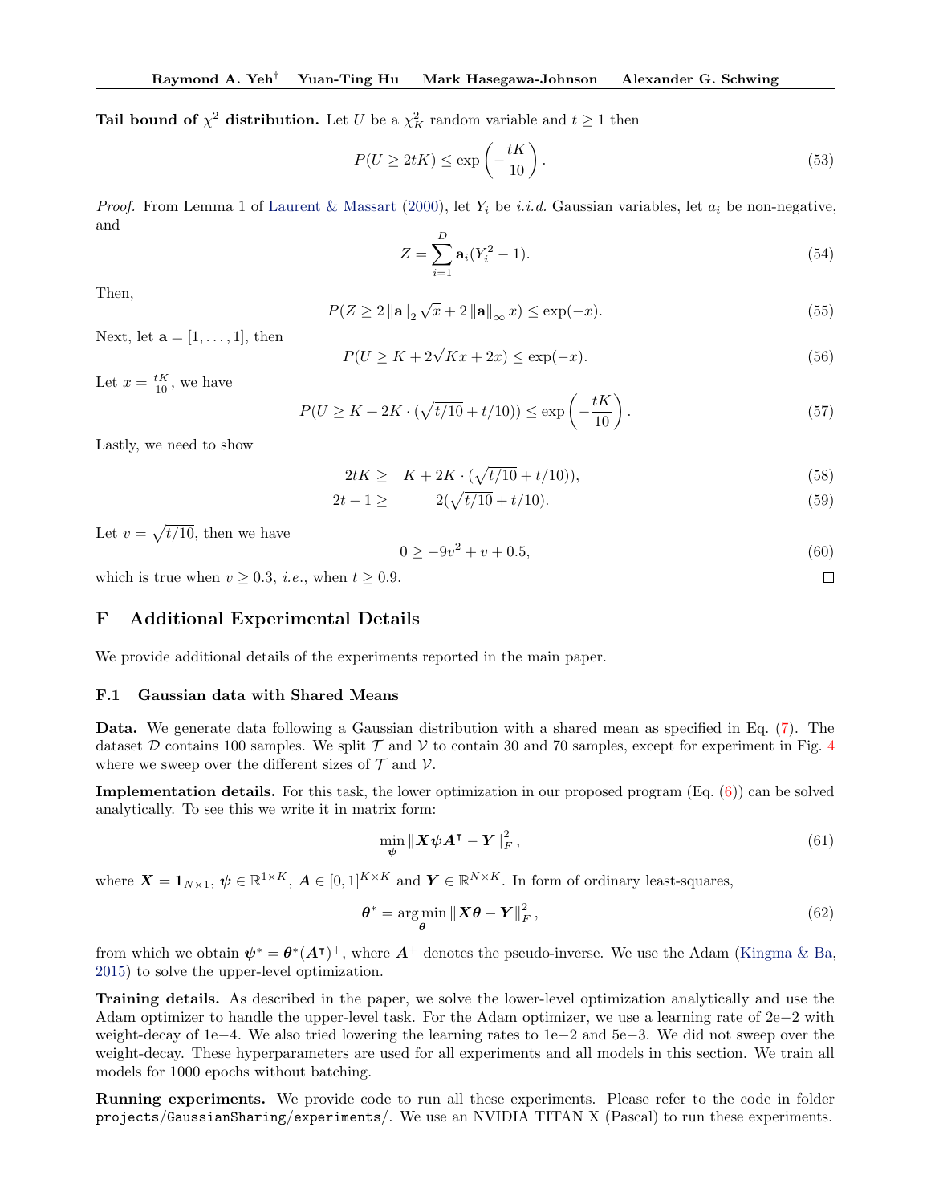**Tail bound of $\chi^2$ distribution.** Let $U$ be a $\chi^2_K$ random variable and $t \geq 1$ then

$$P(U \geq 2tK) \leq \exp\left(-\frac{tK}{10}\right). \tag{53}$$

*Proof.* From Lemma 1 of Laurent & Massart (2000), let $Y_i$ be *i.i.d.* Gaussian variables, let $a_i$ be non-negative, and

$$Z = \sum_{i=1}^{D} \mathbf{a}_i (Y_i^2 - 1). \tag{54}$$

Then,

$$P(Z \geq 2 \|\mathbf{a}\|_2 \sqrt{x} + 2 \|\mathbf{a}\|_\infty x) \leq \exp(-x). \tag{55}$$

Next, let $\mathbf{a} = [1, \ldots, 1]$, then

$$P(U \geq K + 2\sqrt{Kx} + 2x) \leq \exp(-x). \tag{56}$$

Let $x = \frac{tK}{10}$, we have

$$P(U \geq K + 2K \cdot (\sqrt{t/10} + t/10)) \leq \exp\left(-\frac{tK}{10}\right). \tag{57}$$

Lastly, we need to show

$$2tK \geq \quad K + 2K \cdot (\sqrt{t/10} + t/10)), \tag{58}$$

$$2t - 1 \geq \qquad 2(\sqrt{t/10} + t/10). \tag{59}$$

Let $v = \sqrt{t/10}$, then we have

$$0 \geq -9v^2 + v + 0.5, \tag{60}$$

which is true when $v \geq 0.3$, *i.e.*, when $t \geq 0.9$. □

# F Additional Experimental Details

We provide additional details of the experiments reported in the main paper.

## F.1 Gaussian data with Shared Means

**Data.** We generate data following a Gaussian distribution with a shared mean as specified in Eq. (7). The dataset $\mathcal{D}$ contains 100 samples. We split $\mathcal{T}$ and $\mathcal{V}$ to contain 30 and 70 samples, except for experiment in Fig. 4 where we sweep over the different sizes of $\mathcal{T}$ and $\mathcal{V}$.

**Implementation details.** For this task, the lower optimization in our proposed program (Eq. (6)) can be solved analytically. To see this we write it in matrix form:

$$\min_{\boldsymbol{\psi}} \|\boldsymbol{X}\boldsymbol{\psi}\boldsymbol{A}^\intercal - \boldsymbol{Y}\|_F^2, \tag{61}$$

where $\boldsymbol{X} = \mathbf{1}_{N\times 1}$, $\boldsymbol{\psi} \in \mathbb{R}^{1\times K}$, $\boldsymbol{A} \in [0,1]^{K\times K}$ and $\boldsymbol{Y} \in \mathbb{R}^{N\times K}$. In form of ordinary least-squares,

$$\boldsymbol{\theta}^* = \arg\min_{\boldsymbol{\theta}} \|\boldsymbol{X}\boldsymbol{\theta} - \boldsymbol{Y}\|_F^2, \tag{62}$$

from which we obtain $\boldsymbol{\psi}^* = \boldsymbol{\theta}^*(\boldsymbol{A}^\intercal)^+$, where $\boldsymbol{A}^+$ denotes the pseudo-inverse. We use the Adam (Kingma & Ba, 2015) to solve the upper-level optimization.

**Training details.** As described in the paper, we solve the lower-level optimization analytically and use the Adam optimizer to handle the upper-level task. For the Adam optimizer, we use a learning rate of 2e−2 with weight-decay of 1e−4. We also tried lowering the learning rates to 1e−2 and 5e−3. We did not sweep over the weight-decay. These hyperparameters are used for all experiments and all models in this section. We train all models for 1000 epochs without batching.

**Running experiments.** We provide code to run all these experiments. Please refer to the code in folder `projects/GaussianSharing/experiments/`. We use an NVIDIA TITAN X (Pascal) to run these experiments.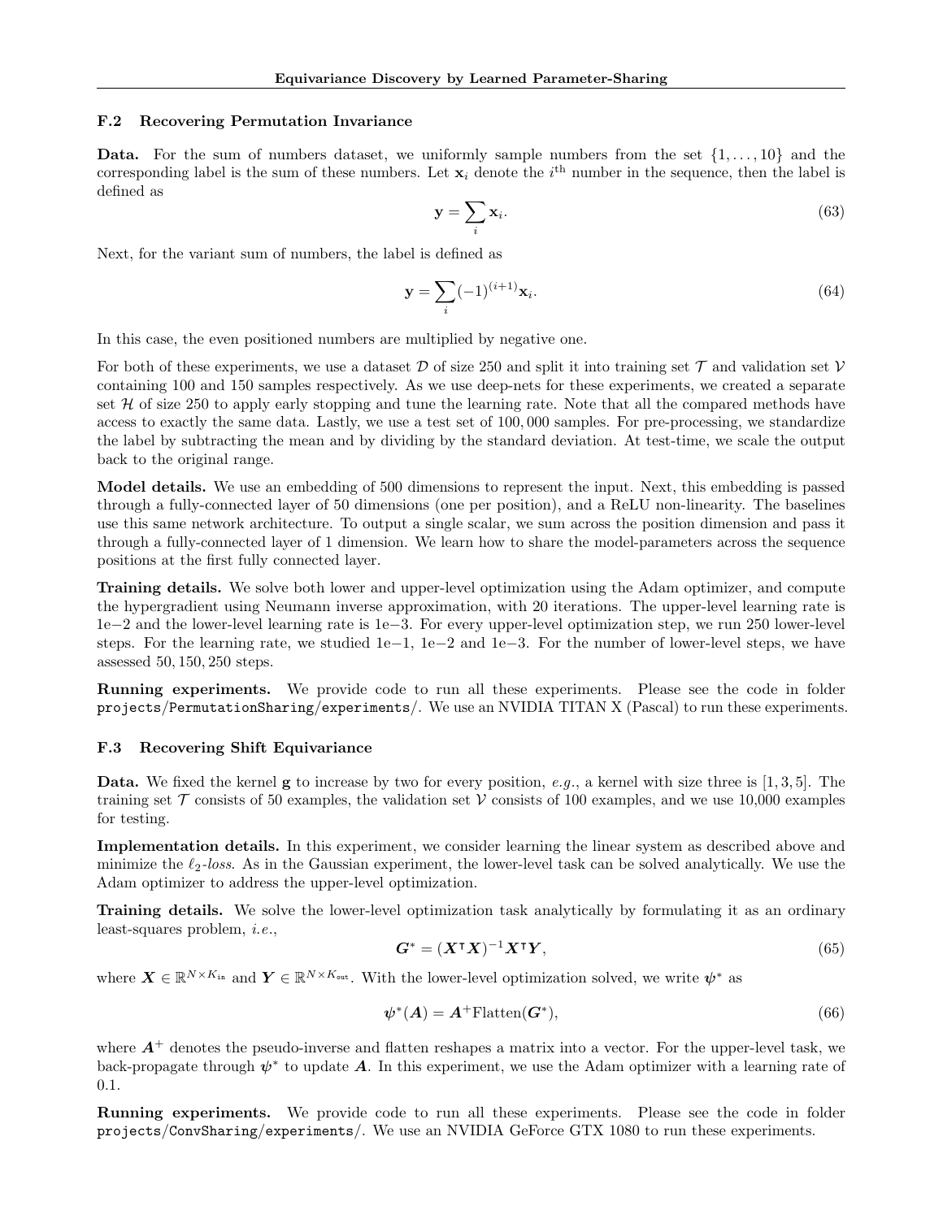### F.2 Recovering Permutation Invariance

**Data.** For the sum of numbers dataset, we uniformly sample numbers from the set $\{1, \ldots, 10\}$ and the corresponding label is the sum of these numbers. Let $\mathbf{x}_i$ denote the $i^{\text{th}}$ number in the sequence, then the label is defined as

$$\mathbf{y} = \sum_i \mathbf{x}_i. \tag{63}$$

Next, for the variant sum of numbers, the label is defined as

$$\mathbf{y} = \sum_i (-1)^{(i+1)} \mathbf{x}_i. \tag{64}$$

In this case, the even positioned numbers are multiplied by negative one.

For both of these experiments, we use a dataset $\mathcal{D}$ of size 250 and split it into training set $\mathcal{T}$ and validation set $\mathcal{V}$ containing 100 and 150 samples respectively. As we use deep-nets for these experiments, we created a separate set $\mathcal{H}$ of size 250 to apply early stopping and tune the learning rate. Note that all the compared methods have access to exactly the same data. Lastly, we use a test set of 100,000 samples. For pre-processing, we standardize the label by subtracting the mean and by dividing by the standard deviation. At test-time, we scale the output back to the original range.

**Model details.** We use an embedding of 500 dimensions to represent the input. Next, this embedding is passed through a fully-connected layer of 50 dimensions (one per position), and a ReLU non-linearity. The baselines use this same network architecture. To output a single scalar, we sum across the position dimension and pass it through a fully-connected layer of 1 dimension. We learn how to share the model-parameters across the sequence positions at the first fully connected layer.

**Training details.** We solve both lower and upper-level optimization using the Adam optimizer, and compute the hypergradient using Neumann inverse approximation, with 20 iterations. The upper-level learning rate is 1e−2 and the lower-level learning rate is 1e−3. For every upper-level optimization step, we run 250 lower-level steps. For the learning rate, we studied 1e−1, 1e−2 and 1e−3. For the number of lower-level steps, we have assessed 50, 150, 250 steps.

**Running experiments.** We provide code to run all these experiments. Please see the code in folder `projects/PermutationSharing/experiments/`. We use an NVIDIA TITAN X (Pascal) to run these experiments.

### F.3 Recovering Shift Equivariance

**Data.** We fixed the kernel $\mathbf{g}$ to increase by two for every position, *e.g.*, a kernel with size three is $[1, 3, 5]$. The training set $\mathcal{T}$ consists of 50 examples, the validation set $\mathcal{V}$ consists of 100 examples, and we use 10,000 examples for testing.

**Implementation details.** In this experiment, we consider learning the linear system as described above and minimize the $\ell_2$-*loss*. As in the Gaussian experiment, the lower-level task can be solved analytically. We use the Adam optimizer to address the upper-level optimization.

**Training details.** We solve the lower-level optimization task analytically by formulating it as an ordinary least-squares problem, *i.e.*,

$$\boldsymbol{G}^* = (\boldsymbol{X}^\intercal \boldsymbol{X})^{-1} \boldsymbol{X}^\intercal \boldsymbol{Y}, \tag{65}$$

where $\boldsymbol{X} \in \mathbb{R}^{N \times K_{\text{in}}}$ and $\boldsymbol{Y} \in \mathbb{R}^{N \times K_{\text{out}}}$. With the lower-level optimization solved, we write $\boldsymbol{\psi}^*$ as

$$\boldsymbol{\psi}^*(\boldsymbol{A}) = \boldsymbol{A}^+ \text{Flatten}(\boldsymbol{G}^*), \tag{66}$$

where $\boldsymbol{A}^+$ denotes the pseudo-inverse and flatten reshapes a matrix into a vector. For the upper-level task, we back-propagate through $\boldsymbol{\psi}^*$ to update $\boldsymbol{A}$. In this experiment, we use the Adam optimizer with a learning rate of 0.1.

**Running experiments.** We provide code to run all these experiments. Please see the code in folder `projects/ConvSharing/experiments/`. We use an NVIDIA GeForce GTX 1080 to run these experiments.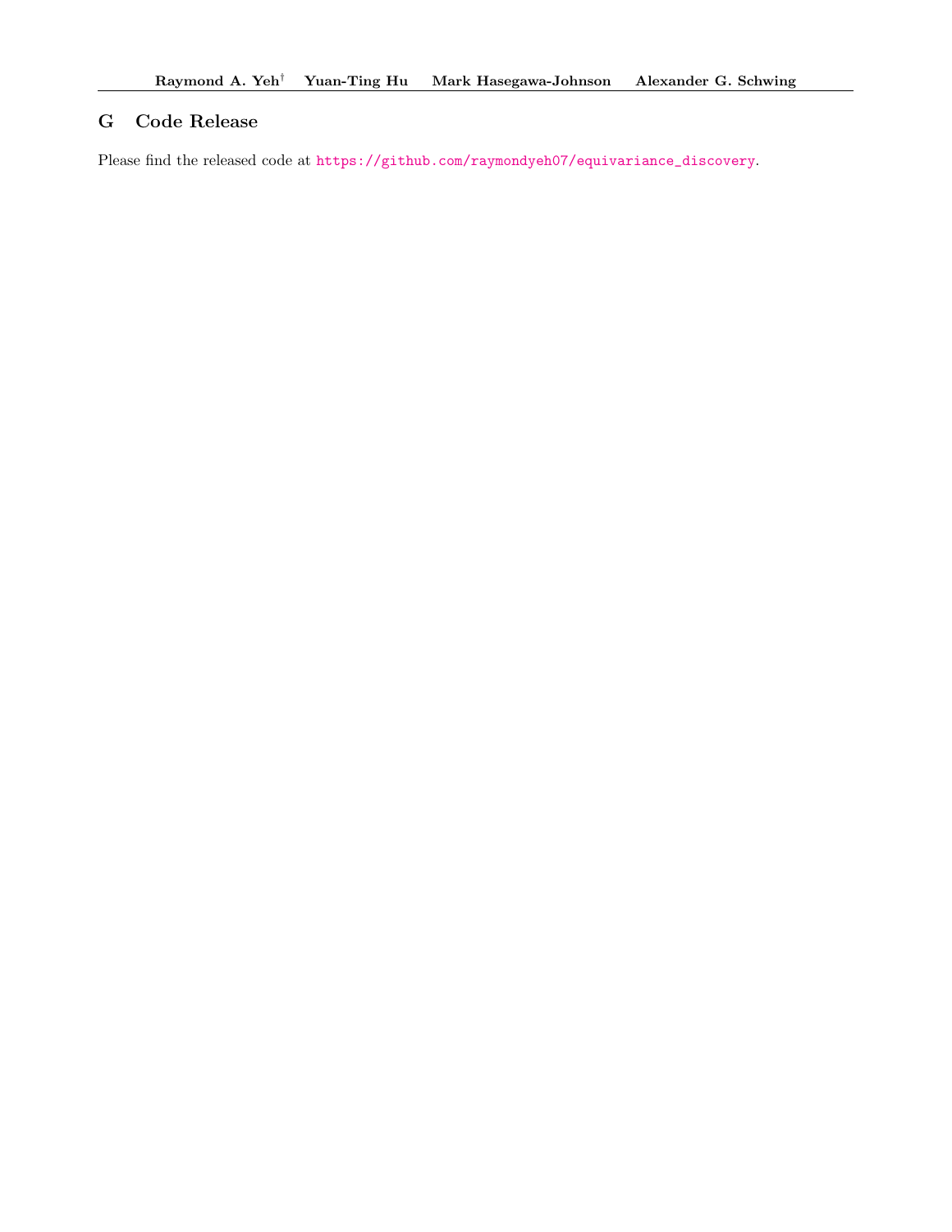## G Code Release

Please find the released code at https://github.com/raymondyeh07/equivariance_discovery.